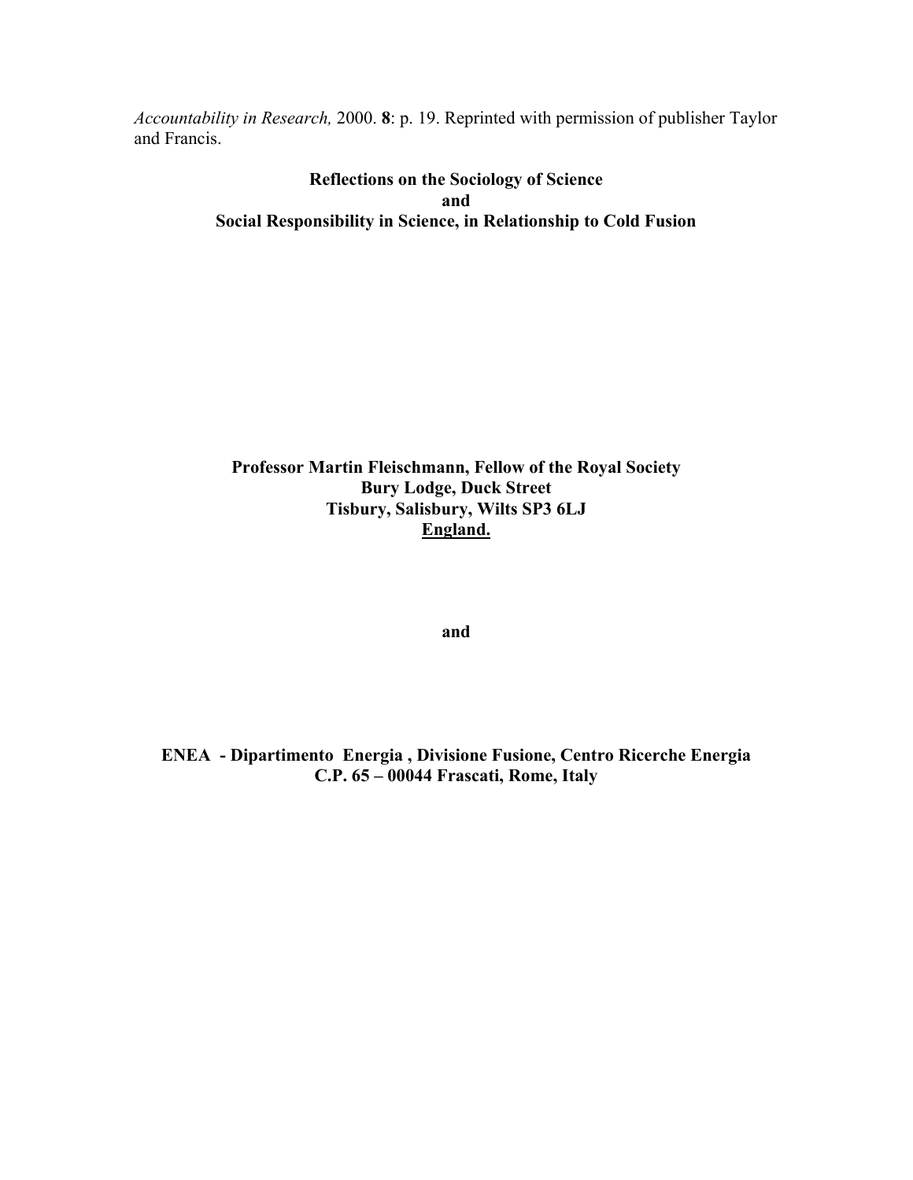*Accountability in Research,* 2000. **8**: p. 19. Reprinted with permission of publisher Taylor and Francis.

# Reflections on the Sociology of Science and Social Responsibility in Science, in Relationship to Cold Fusion

**Professor Martin Fleischmann, Fellow of the Royal Society**
**Bury Lodge, Duck Street**
**Tisbury, Salisbury, Wilts SP3 6LJ**
**England.**

**and**

**ENEA - Dipartimento Energia , Divisione Fusione, Centro Ricerche Energia**
**C.P. 65 – 00044 Frascati, Rome, Italy**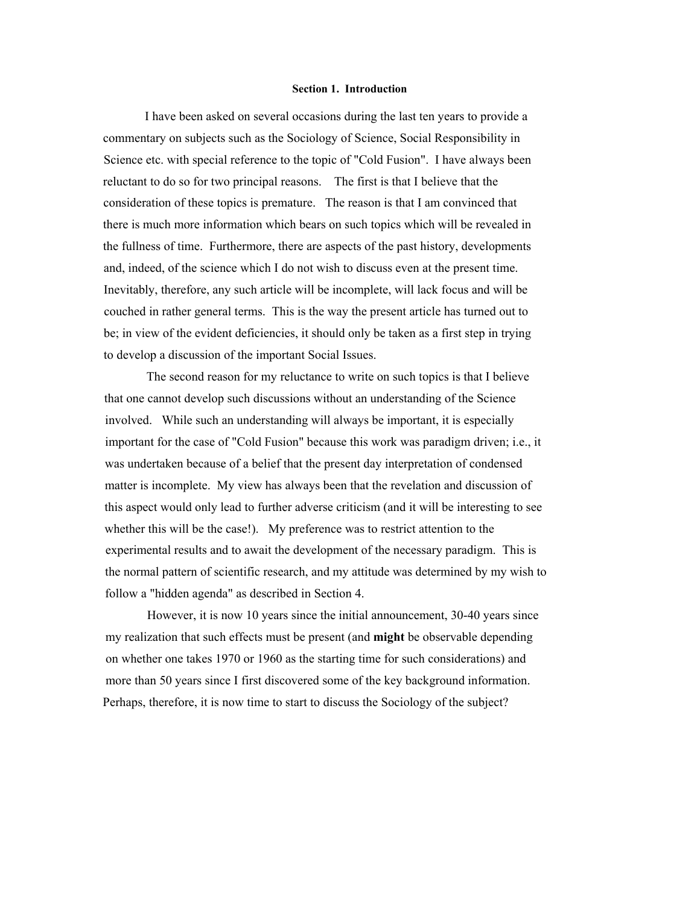## Section 1. Introduction

I have been asked on several occasions during the last ten years to provide a commentary on subjects such as the Sociology of Science, Social Responsibility in Science etc. with special reference to the topic of "Cold Fusion". I have always been reluctant to do so for two principal reasons. The first is that I believe that the consideration of these topics is premature. The reason is that I am convinced that there is much more information which bears on such topics which will be revealed in the fullness of time. Furthermore, there are aspects of the past history, developments and, indeed, of the science which I do not wish to discuss even at the present time. Inevitably, therefore, any such article will be incomplete, will lack focus and will be couched in rather general terms. This is the way the present article has turned out to be; in view of the evident deficiencies, it should only be taken as a first step in trying to develop a discussion of the important Social Issues.

The second reason for my reluctance to write on such topics is that I believe that one cannot develop such discussions without an understanding of the Science involved. While such an understanding will always be important, it is especially important for the case of "Cold Fusion" because this work was paradigm driven; i.e., it was undertaken because of a belief that the present day interpretation of condensed matter is incomplete. My view has always been that the revelation and discussion of this aspect would only lead to further adverse criticism (and it will be interesting to see whether this will be the case!). My preference was to restrict attention to the experimental results and to await the development of the necessary paradigm. This is the normal pattern of scientific research, and my attitude was determined by my wish to follow a "hidden agenda" as described in Section 4.

However, it is now 10 years since the initial announcement, 30-40 years since my realization that such effects must be present (and **might** be observable depending on whether one takes 1970 or 1960 as the starting time for such considerations) and more than 50 years since I first discovered some of the key background information. Perhaps, therefore, it is now time to start to discuss the Sociology of the subject?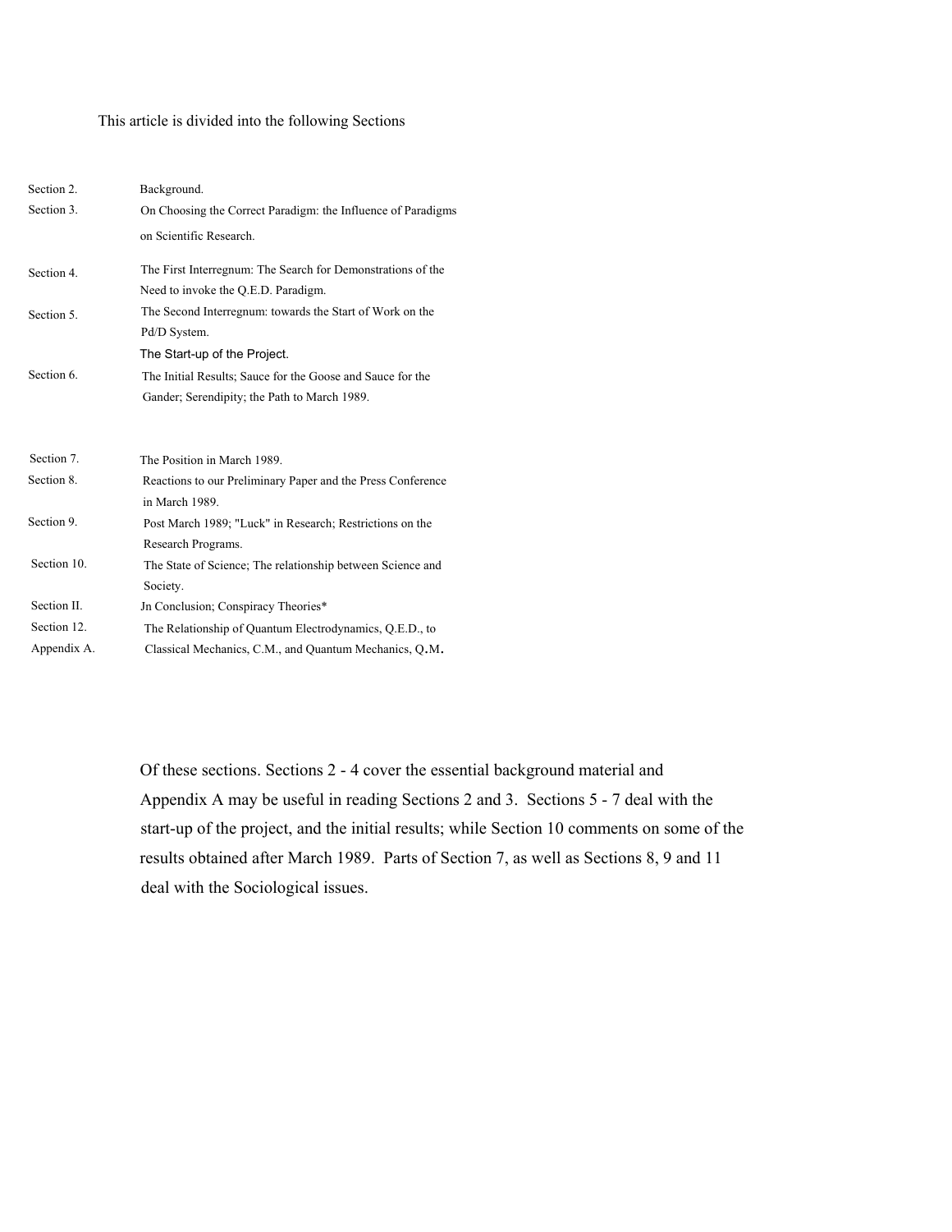This article is divided into the following Sections

| | |
|---|---|
| Section 2. | Background. |
| Section 3. | On Choosing the Correct Paradigm: the Influence of Paradigms on Scientific Research. |
| Section 4. | The First Interregnum: The Search for Demonstrations of the Need to invoke the Q.E.D. Paradigm. |
| Section 5. | The Second Interregnum: towards the Start of Work on the Pd/D System. The Start-up of the Project. |
| Section 6. | The Initial Results; Sauce for the Goose and Sauce for the Gander; Serendipity; the Path to March 1989. |
| Section 7. | The Position in March 1989. |
| Section 8. | Reactions to our Preliminary Paper and the Press Conference in March 1989. |
| Section 9. | Post March 1989; "Luck" in Research; Restrictions on the Research Programs. |
| Section 10. | The State of Science; The relationship between Science and Society. |
| Section II. | Jn Conclusion; Conspiracy Theories* |
| Section 12. | The Relationship of Quantum Electrodynamics, Q.E.D., to |
| Appendix A. | Classical Mechanics, C.M., and Quantum Mechanics, Q.M. |

Of these sections. Sections 2 - 4 cover the essential background material and Appendix A may be useful in reading Sections 2 and 3. Sections 5 - 7 deal with the start-up of the project, and the initial results; while Section 10 comments on some of the results obtained after March 1989. Parts of Section 7, as well as Sections 8, 9 and 11 deal with the Sociological issues.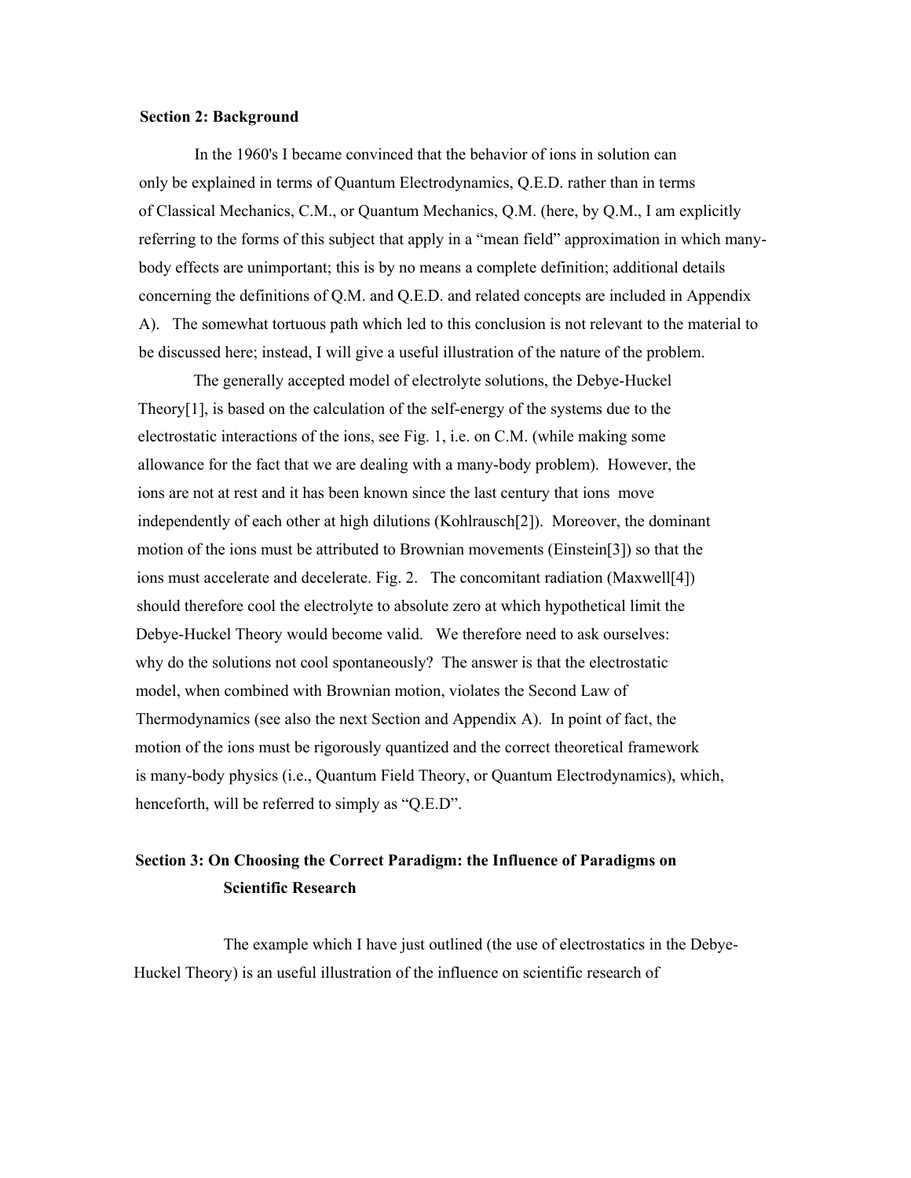## Section 2: Background

In the 1960's I became convinced that the behavior of ions in solution can only be explained in terms of Quantum Electrodynamics, Q.E.D. rather than in terms of Classical Mechanics, C.M., or Quantum Mechanics, Q.M. (here, by Q.M., I am explicitly referring to the forms of this subject that apply in a "mean field" approximation in which many-body effects are unimportant; this is by no means a complete definition; additional details concerning the definitions of Q.M. and Q.E.D. and related concepts are included in Appendix A). The somewhat tortuous path which led to this conclusion is not relevant to the material to be discussed here; instead, I will give a useful illustration of the nature of the problem.

The generally accepted model of electrolyte solutions, the Debye-Huckel Theory[1], is based on the calculation of the self-energy of the systems due to the electrostatic interactions of the ions, see Fig. 1, i.e. on C.M. (while making some allowance for the fact that we are dealing with a many-body problem). However, the ions are not at rest and it has been known since the last century that ions move independently of each other at high dilutions (Kohlrausch[2]). Moreover, the dominant motion of the ions must be attributed to Brownian movements (Einstein[3]) so that the ions must accelerate and decelerate. Fig. 2. The concomitant radiation (Maxwell[4]) should therefore cool the electrolyte to absolute zero at which hypothetical limit the Debye-Huckel Theory would become valid. We therefore need to ask ourselves: why do the solutions not cool spontaneously? The answer is that the electrostatic model, when combined with Brownian motion, violates the Second Law of Thermodynamics (see also the next Section and Appendix A). In point of fact, the motion of the ions must be rigorously quantized and the correct theoretical framework is many-body physics (i.e., Quantum Field Theory, or Quantum Electrodynamics), which, henceforth, will be referred to simply as "Q.E.D".

## Section 3: On Choosing the Correct Paradigm: the Influence of Paradigms on Scientific Research

The example which I have just outlined (the use of electrostatics in the Debye-Huckel Theory) is an useful illustration of the influence on scientific research of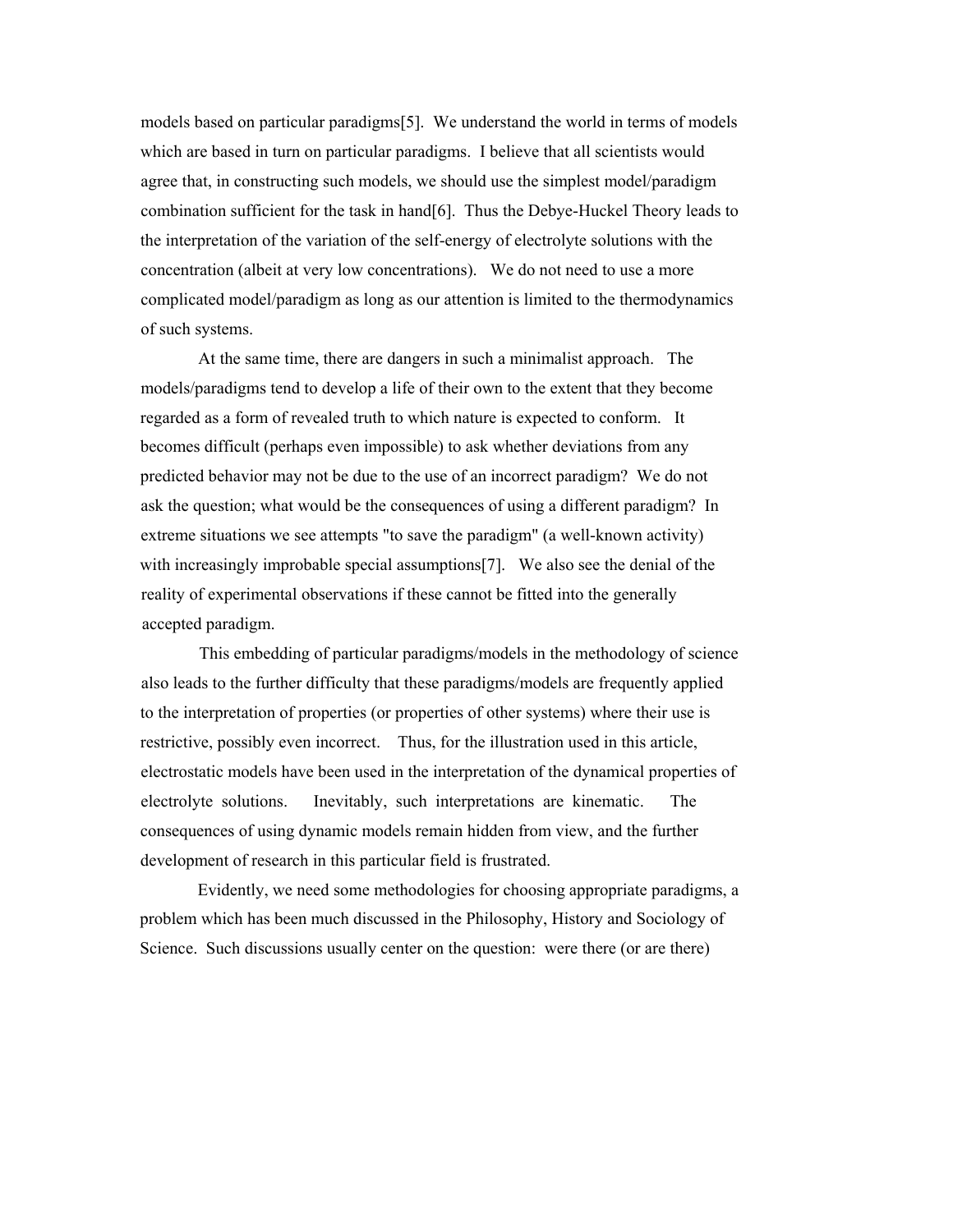models based on particular paradigms[5]. We understand the world in terms of models which are based in turn on particular paradigms. I believe that all scientists would agree that, in constructing such models, we should use the simplest model/paradigm combination sufficient for the task in hand[6]. Thus the Debye-Huckel Theory leads to the interpretation of the variation of the self-energy of electrolyte solutions with the concentration (albeit at very low concentrations). We do not need to use a more complicated model/paradigm as long as our attention is limited to the thermodynamics of such systems.

At the same time, there are dangers in such a minimalist approach. The models/paradigms tend to develop a life of their own to the extent that they become regarded as a form of revealed truth to which nature is expected to conform. It becomes difficult (perhaps even impossible) to ask whether deviations from any predicted behavior may not be due to the use of an incorrect paradigm? We do not ask the question; what would be the consequences of using a different paradigm? In extreme situations we see attempts "to save the paradigm" (a well-known activity) with increasingly improbable special assumptions[7]. We also see the denial of the reality of experimental observations if these cannot be fitted into the generally accepted paradigm.

This embedding of particular paradigms/models in the methodology of science also leads to the further difficulty that these paradigms/models are frequently applied to the interpretation of properties (or properties of other systems) where their use is restrictive, possibly even incorrect. Thus, for the illustration used in this article, electrostatic models have been used in the interpretation of the dynamical properties of electrolyte solutions. Inevitably, such interpretations are kinematic. The consequences of using dynamic models remain hidden from view, and the further development of research in this particular field is frustrated.

Evidently, we need some methodologies for choosing appropriate paradigms, a problem which has been much discussed in the Philosophy, History and Sociology of Science. Such discussions usually center on the question: were there (or are there)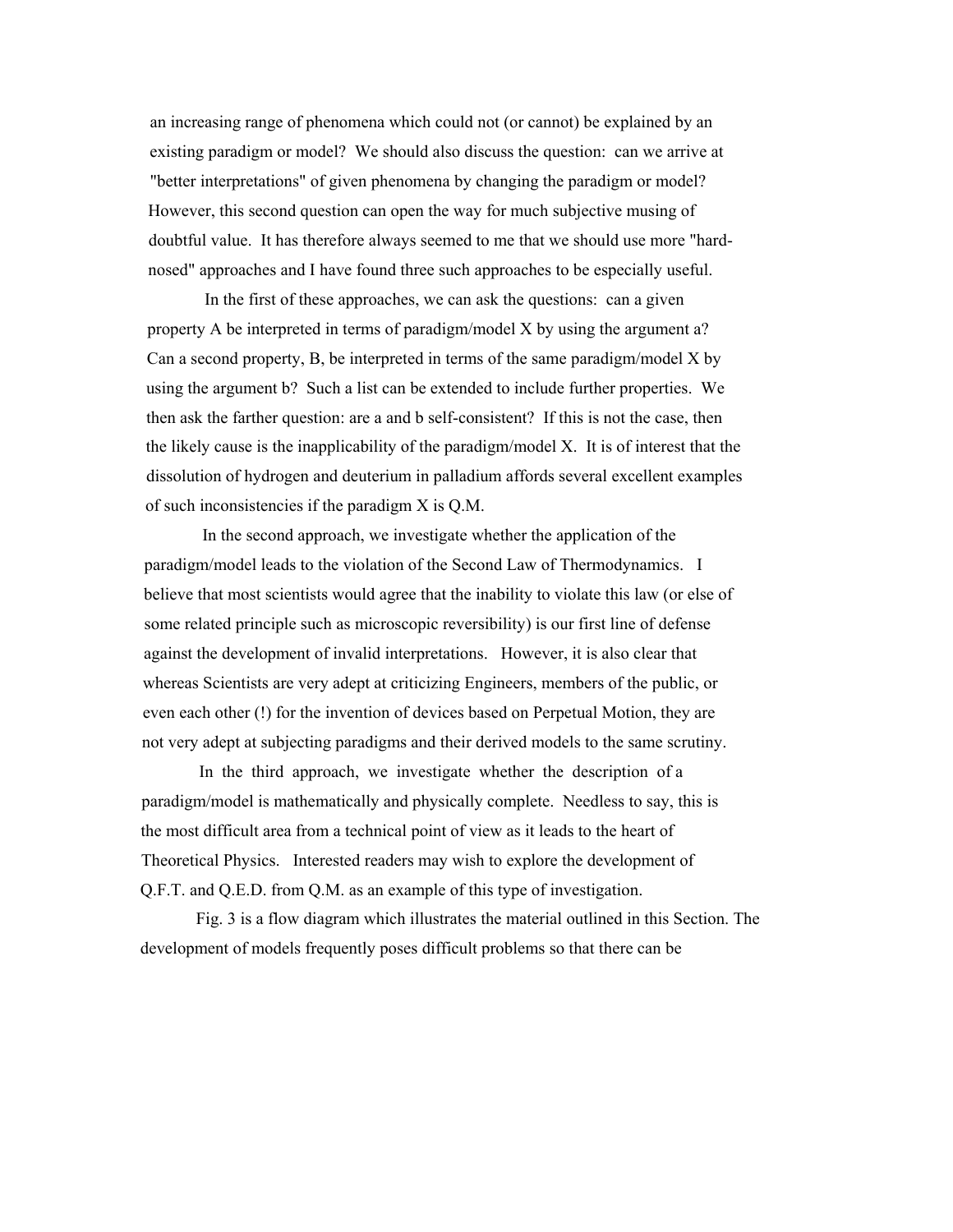an increasing range of phenomena which could not (or cannot) be explained by an existing paradigm or model? We should also discuss the question: can we arrive at "better interpretations" of given phenomena by changing the paradigm or model? However, this second question can open the way for much subjective musing of doubtful value. It has therefore always seemed to me that we should use more "hard-nosed" approaches and I have found three such approaches to be especially useful.

In the first of these approaches, we can ask the questions: can a given property A be interpreted in terms of paradigm/model X by using the argument a? Can a second property, B, be interpreted in terms of the same paradigm/model X by using the argument b? Such a list can be extended to include further properties. We then ask the farther question: are a and b self-consistent? If this is not the case, then the likely cause is the inapplicability of the paradigm/model X. It is of interest that the dissolution of hydrogen and deuterium in palladium affords several excellent examples of such inconsistencies if the paradigm X is Q.M.

In the second approach, we investigate whether the application of the paradigm/model leads to the violation of the Second Law of Thermodynamics. I believe that most scientists would agree that the inability to violate this law (or else of some related principle such as microscopic reversibility) is our first line of defense against the development of invalid interpretations. However, it is also clear that whereas Scientists are very adept at criticizing Engineers, members of the public, or even each other (!) for the invention of devices based on Perpetual Motion, they are not very adept at subjecting paradigms and their derived models to the same scrutiny.

In the third approach, we investigate whether the description of a paradigm/model is mathematically and physically complete. Needless to say, this is the most difficult area from a technical point of view as it leads to the heart of Theoretical Physics. Interested readers may wish to explore the development of Q.F.T. and Q.E.D. from Q.M. as an example of this type of investigation.

Fig. 3 is a flow diagram which illustrates the material outlined in this Section. The development of models frequently poses difficult problems so that there can be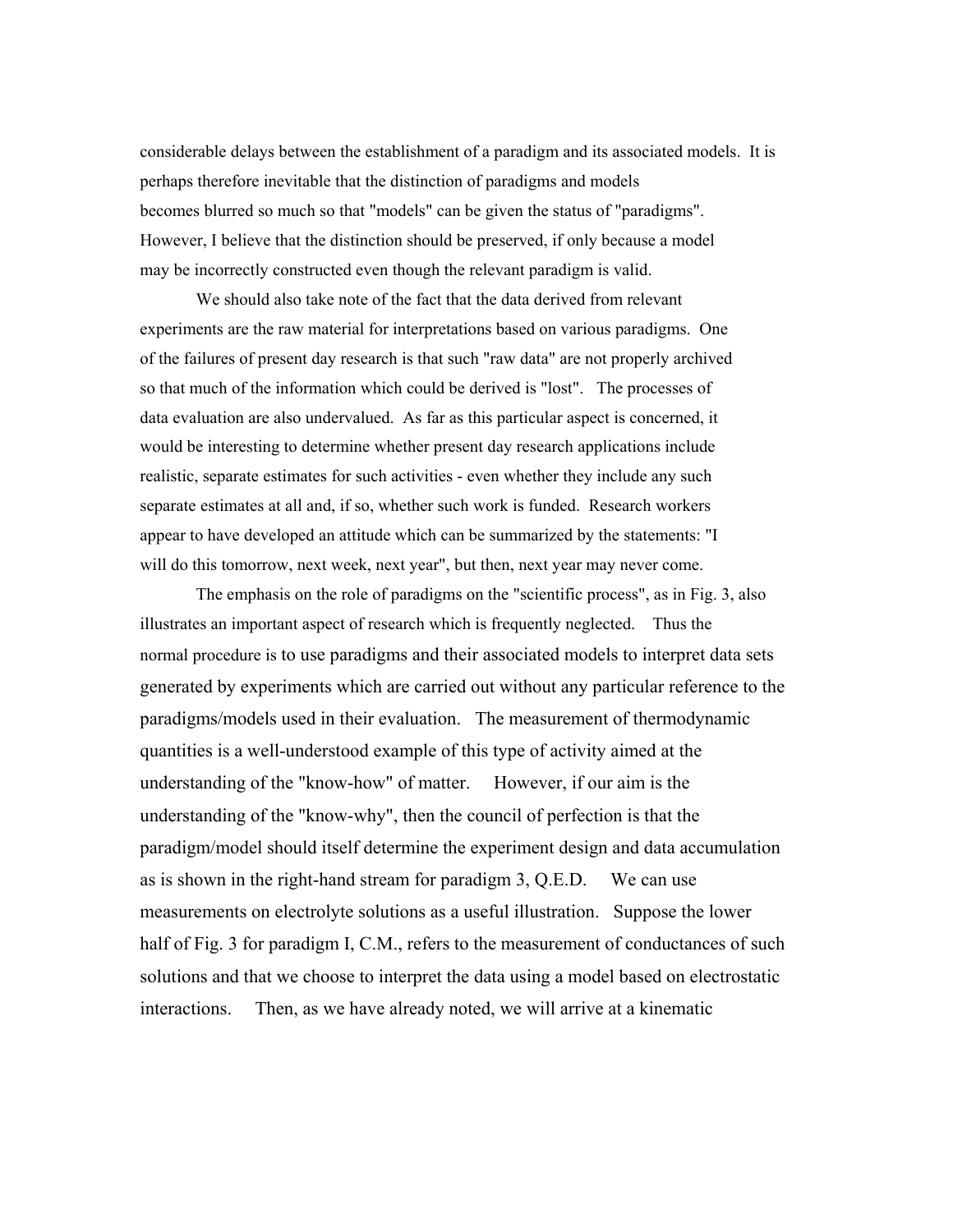considerable delays between the establishment of a paradigm and its associated models. It is perhaps therefore inevitable that the distinction of paradigms and models becomes blurred so much so that "models" can be given the status of "paradigms". However, I believe that the distinction should be preserved, if only because a model may be incorrectly constructed even though the relevant paradigm is valid.

We should also take note of the fact that the data derived from relevant experiments are the raw material for interpretations based on various paradigms. One of the failures of present day research is that such "raw data" are not properly archived so that much of the information which could be derived is "lost". The processes of data evaluation are also undervalued. As far as this particular aspect is concerned, it would be interesting to determine whether present day research applications include realistic, separate estimates for such activities - even whether they include any such separate estimates at all and, if so, whether such work is funded. Research workers appear to have developed an attitude which can be summarized by the statements: "I will do this tomorrow, next week, next year", but then, next year may never come.

The emphasis on the role of paradigms on the "scientific process", as in Fig. 3, also illustrates an important aspect of research which is frequently neglected. Thus the normal procedure is to use paradigms and their associated models to interpret data sets generated by experiments which are carried out without any particular reference to the paradigms/models used in their evaluation. The measurement of thermodynamic quantities is a well-understood example of this type of activity aimed at the understanding of the "know-how" of matter. However, if our aim is the understanding of the "know-why", then the council of perfection is that the paradigm/model should itself determine the experiment design and data accumulation as is shown in the right-hand stream for paradigm 3, Q.E.D. We can use measurements on electrolyte solutions as a useful illustration. Suppose the lower half of Fig. 3 for paradigm I, C.M., refers to the measurement of conductances of such solutions and that we choose to interpret the data using a model based on electrostatic interactions. Then, as we have already noted, we will arrive at a kinematic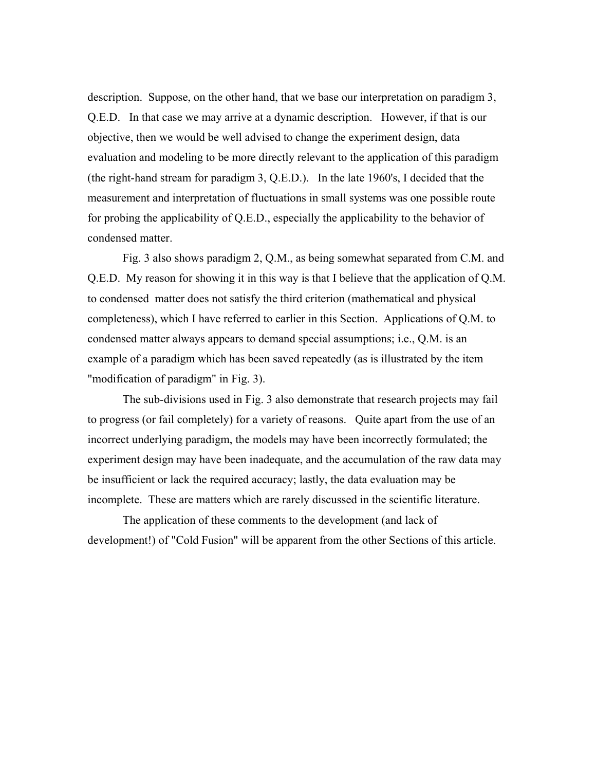description. Suppose, on the other hand, that we base our interpretation on paradigm 3, Q.E.D. In that case we may arrive at a dynamic description. However, if that is our objective, then we would be well advised to change the experiment design, data evaluation and modeling to be more directly relevant to the application of this paradigm (the right-hand stream for paradigm 3, Q.E.D.). In the late 1960's, I decided that the measurement and interpretation of fluctuations in small systems was one possible route for probing the applicability of Q.E.D., especially the applicability to the behavior of condensed matter.

Fig. 3 also shows paradigm 2, Q.M., as being somewhat separated from C.M. and Q.E.D. My reason for showing it in this way is that I believe that the application of Q.M. to condensed matter does not satisfy the third criterion (mathematical and physical completeness), which I have referred to earlier in this Section. Applications of Q.M. to condensed matter always appears to demand special assumptions; i.e., Q.M. is an example of a paradigm which has been saved repeatedly (as is illustrated by the item "modification of paradigm" in Fig. 3).

The sub-divisions used in Fig. 3 also demonstrate that research projects may fail to progress (or fail completely) for a variety of reasons. Quite apart from the use of an incorrect underlying paradigm, the models may have been incorrectly formulated; the experiment design may have been inadequate, and the accumulation of the raw data may be insufficient or lack the required accuracy; lastly, the data evaluation may be incomplete. These are matters which are rarely discussed in the scientific literature.

The application of these comments to the development (and lack of development!) of "Cold Fusion" will be apparent from the other Sections of this article.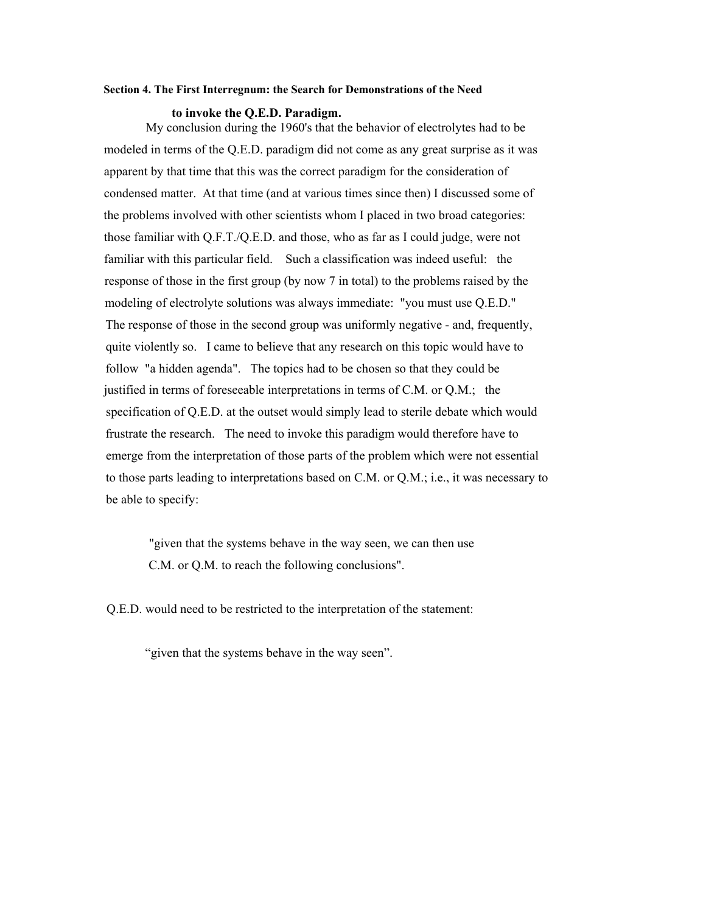### Section 4. The First Interregnum: the Search for Demonstrations of the Need to invoke the Q.E.D. Paradigm.

My conclusion during the 1960's that the behavior of electrolytes had to be modeled in terms of the Q.E.D. paradigm did not come as any great surprise as it was apparent by that time that this was the correct paradigm for the consideration of condensed matter. At that time (and at various times since then) I discussed some of the problems involved with other scientists whom I placed in two broad categories: those familiar with Q.F.T./Q.E.D. and those, who as far as I could judge, were not familiar with this particular field. Such a classification was indeed useful: the response of those in the first group (by now 7 in total) to the problems raised by the modeling of electrolyte solutions was always immediate: "you must use Q.E.D." The response of those in the second group was uniformly negative - and, frequently, quite violently so. I came to believe that any research on this topic would have to follow "a hidden agenda". The topics had to be chosen so that they could be justified in terms of foreseeable interpretations in terms of C.M. or Q.M.; the specification of Q.E.D. at the outset would simply lead to sterile debate which would frustrate the research. The need to invoke this paradigm would therefore have to emerge from the interpretation of those parts of the problem which were not essential to those parts leading to interpretations based on C.M. or Q.M.; i.e., it was necessary to be able to specify:

> "given that the systems behave in the way seen, we can then use C.M. or Q.M. to reach the following conclusions".

Q.E.D. would need to be restricted to the interpretation of the statement:

> "given that the systems behave in the way seen".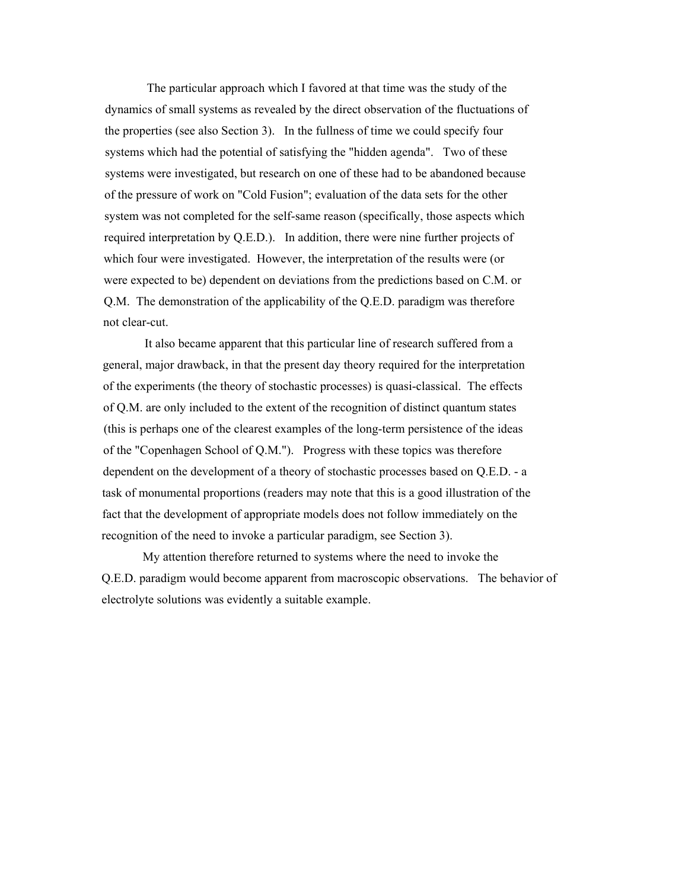The particular approach which I favored at that time was the study of the dynamics of small systems as revealed by the direct observation of the fluctuations of the properties (see also Section 3). In the fullness of time we could specify four systems which had the potential of satisfying the "hidden agenda". Two of these systems were investigated, but research on one of these had to be abandoned because of the pressure of work on "Cold Fusion"; evaluation of the data sets for the other system was not completed for the self-same reason (specifically, those aspects which required interpretation by Q.E.D.). In addition, there were nine further projects of which four were investigated. However, the interpretation of the results were (or were expected to be) dependent on deviations from the predictions based on C.M. or Q.M. The demonstration of the applicability of the Q.E.D. paradigm was therefore not clear-cut.

It also became apparent that this particular line of research suffered from a general, major drawback, in that the present day theory required for the interpretation of the experiments (the theory of stochastic processes) is quasi-classical. The effects of Q.M. are only included to the extent of the recognition of distinct quantum states (this is perhaps one of the clearest examples of the long-term persistence of the ideas of the "Copenhagen School of Q.M."). Progress with these topics was therefore dependent on the development of a theory of stochastic processes based on Q.E.D. - a task of monumental proportions (readers may note that this is a good illustration of the fact that the development of appropriate models does not follow immediately on the recognition of the need to invoke a particular paradigm, see Section 3).

My attention therefore returned to systems where the need to invoke the Q.E.D. paradigm would become apparent from macroscopic observations. The behavior of electrolyte solutions was evidently a suitable example.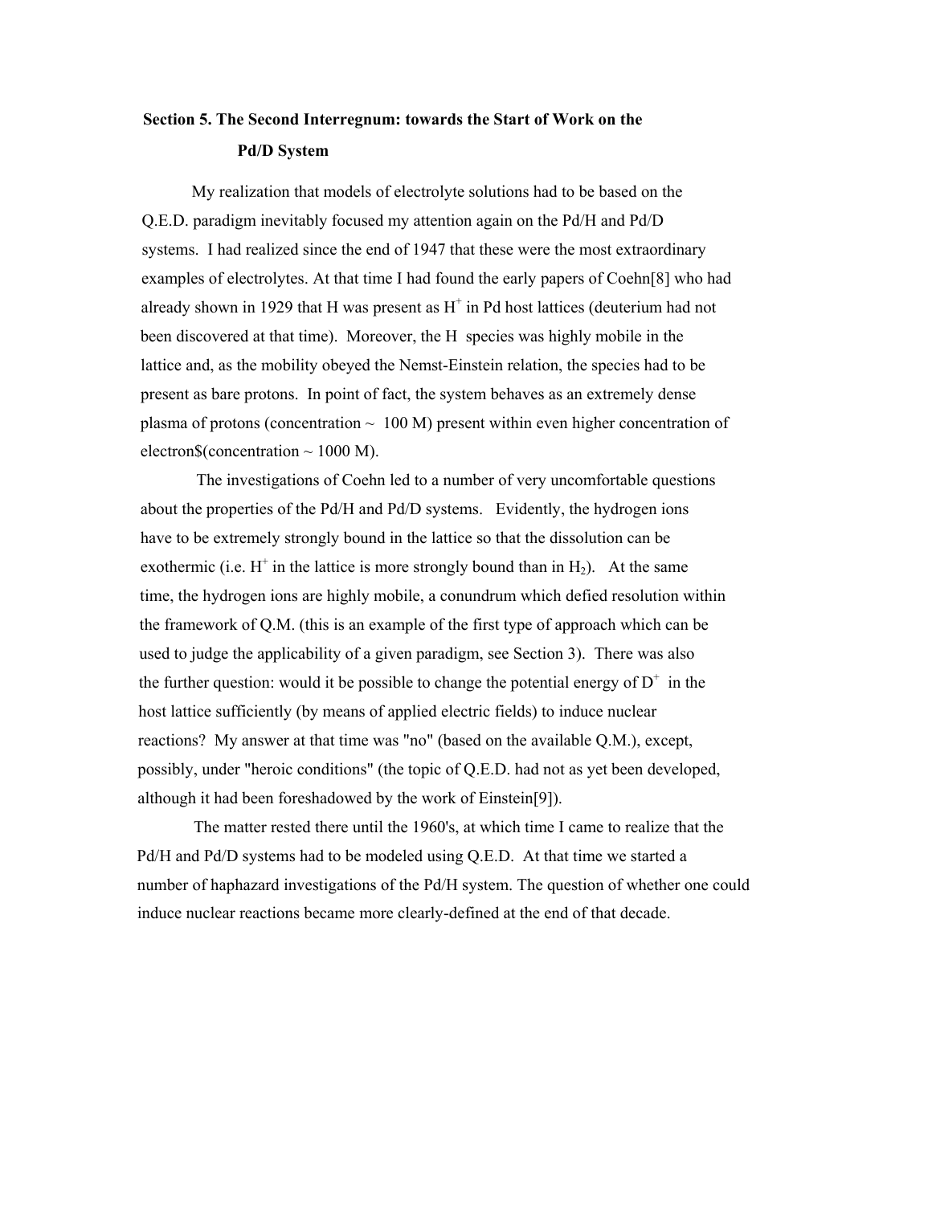## Section 5. The Second Interregnum: towards the Start of Work on the Pd/D System

My realization that models of electrolyte solutions had to be based on the Q.E.D. paradigm inevitably focused my attention again on the Pd/H and Pd/D systems. I had realized since the end of 1947 that these were the most extraordinary examples of electrolytes. At that time I had found the early papers of Coehn[8] who had already shown in 1929 that H was present as $H^+$ in Pd host lattices (deuterium had not been discovered at that time). Moreover, the H species was highly mobile in the lattice and, as the mobility obeyed the Nemst-Einstein relation, the species had to be present as bare protons. In point of fact, the system behaves as an extremely dense plasma of protons (concentration ~ 100 M) present within even higher concentration of electron$(concentration ~ 1000 M).

The investigations of Coehn led to a number of very uncomfortable questions about the properties of the Pd/H and Pd/D systems. Evidently, the hydrogen ions have to be extremely strongly bound in the lattice so that the dissolution can be exothermic (i.e. $H^+$ in the lattice is more strongly bound than in $H_2$). At the same time, the hydrogen ions are highly mobile, a conundrum which defied resolution within the framework of Q.M. (this is an example of the first type of approach which can be used to judge the applicability of a given paradigm, see Section 3). There was also the further question: would it be possible to change the potential energy of $D^+$ in the host lattice sufficiently (by means of applied electric fields) to induce nuclear reactions? My answer at that time was "no" (based on the available Q.M.), except, possibly, under "heroic conditions" (the topic of Q.E.D. had not as yet been developed, although it had been foreshadowed by the work of Einstein[9]).

The matter rested there until the 1960's, at which time I came to realize that the Pd/H and Pd/D systems had to be modeled using Q.E.D. At that time we started a number of haphazard investigations of the Pd/H system. The question of whether one could induce nuclear reactions became more clearly-defined at the end of that decade.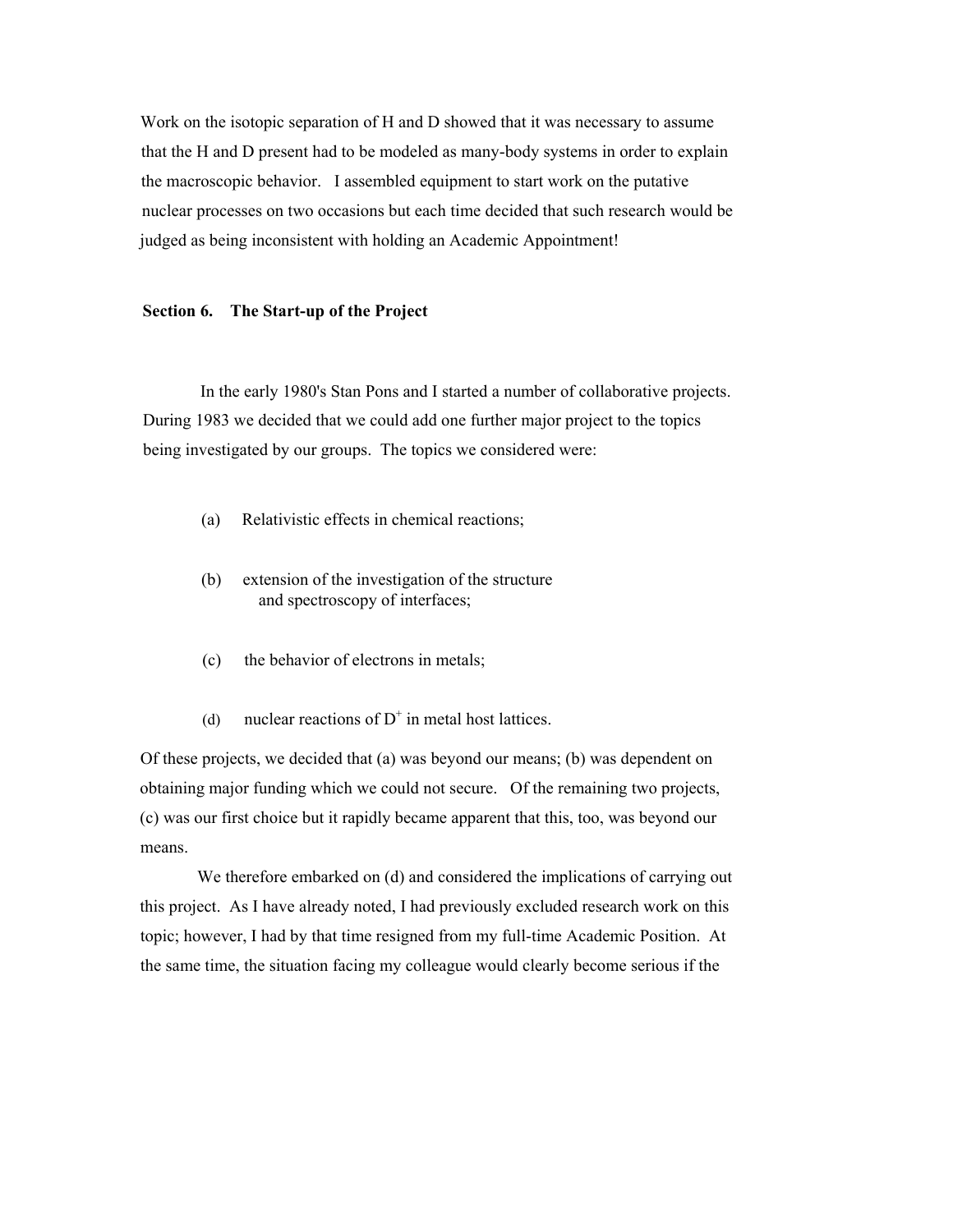Work on the isotopic separation of H and D showed that it was necessary to assume that the H and D present had to be modeled as many-body systems in order to explain the macroscopic behavior. I assembled equipment to start work on the putative nuclear processes on two occasions but each time decided that such research would be judged as being inconsistent with holding an Academic Appointment!

## Section 6. The Start-up of the Project

In the early 1980's Stan Pons and I started a number of collaborative projects. During 1983 we decided that we could add one further major project to the topics being investigated by our groups. The topics we considered were:

(a) Relativistic effects in chemical reactions;

(b) extension of the investigation of the structure and spectroscopy of interfaces;

(c) the behavior of electrons in metals;

(d) nuclear reactions of $D^+$ in metal host lattices.

Of these projects, we decided that (a) was beyond our means; (b) was dependent on obtaining major funding which we could not secure. Of the remaining two projects, (c) was our first choice but it rapidly became apparent that this, too, was beyond our means.

We therefore embarked on (d) and considered the implications of carrying out this project. As I have already noted, I had previously excluded research work on this topic; however, I had by that time resigned from my full-time Academic Position. At the same time, the situation facing my colleague would clearly become serious if the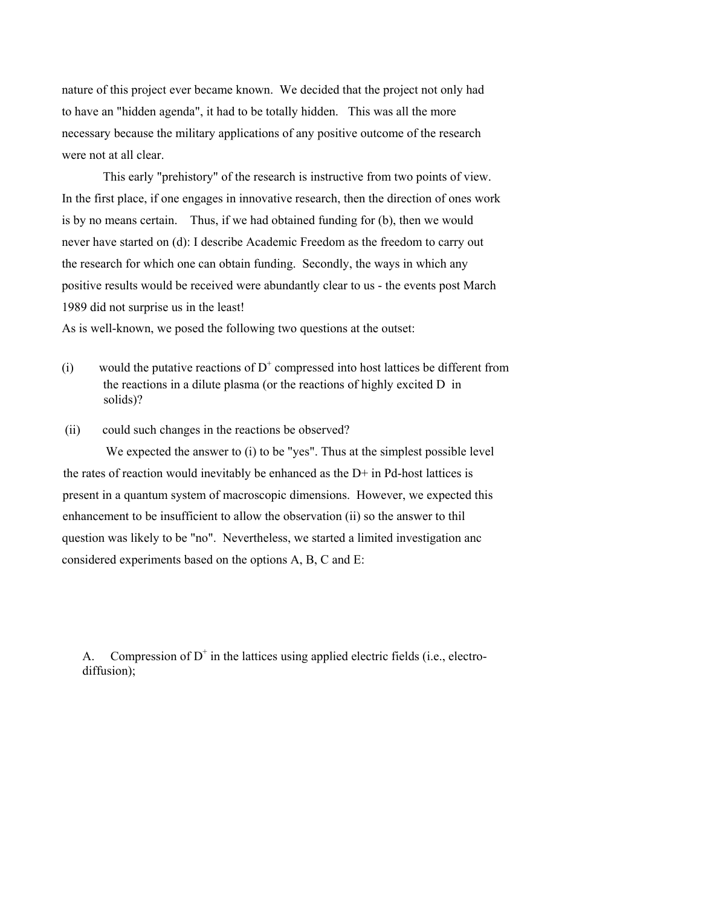nature of this project ever became known. We decided that the project not only had to have an "hidden agenda", it had to be totally hidden. This was all the more necessary because the military applications of any positive outcome of the research were not at all clear.

This early "prehistory" of the research is instructive from two points of view. In the first place, if one engages in innovative research, then the direction of ones work is by no means certain. Thus, if we had obtained funding for (b), then we would never have started on (d): I describe Academic Freedom as the freedom to carry out the research for which one can obtain funding. Secondly, the ways in which any positive results would be received were abundantly clear to us - the events post March 1989 did not surprise us in the least!

As is well-known, we posed the following two questions at the outset:

(i) would the putative reactions of $D^+$ compressed into host lattices be different from the reactions in a dilute plasma (or the reactions of highly excited D in solids)?

(ii) could such changes in the reactions be observed?

We expected the answer to (i) to be "yes". Thus at the simplest possible level the rates of reaction would inevitably be enhanced as the D+ in Pd-host lattices is present in a quantum system of macroscopic dimensions. However, we expected this enhancement to be insufficient to allow the observation (ii) so the answer to thil question was likely to be "no". Nevertheless, we started a limited investigation anc considered experiments based on the options A, B, C and E:

A. Compression of $D^+$ in the lattices using applied electric fields (i.e., electro-diffusion);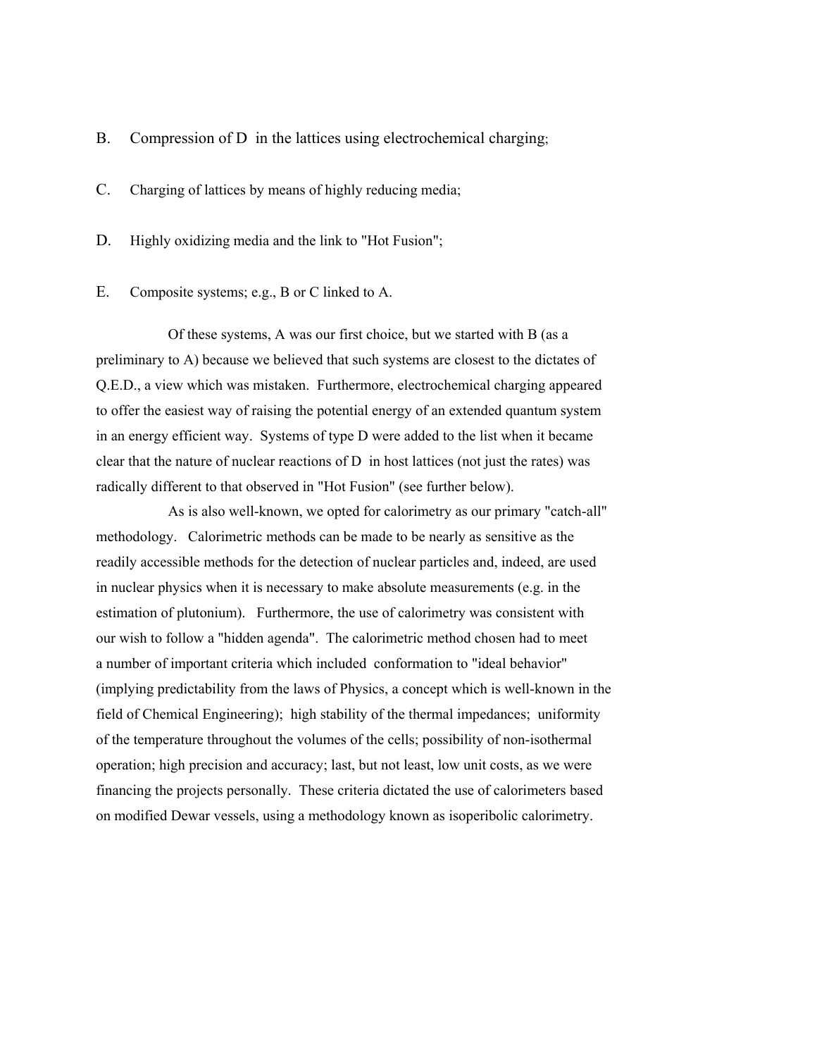B. Compression of D in the lattices using electrochemical charging;

C. Charging of lattices by means of highly reducing media;

D. Highly oxidizing media and the link to "Hot Fusion";

E. Composite systems; e.g., B or C linked to A.

Of these systems, A was our first choice, but we started with B (as a preliminary to A) because we believed that such systems are closest to the dictates of Q.E.D., a view which was mistaken. Furthermore, electrochemical charging appeared to offer the easiest way of raising the potential energy of an extended quantum system in an energy efficient way. Systems of type D were added to the list when it became clear that the nature of nuclear reactions of D in host lattices (not just the rates) was radically different to that observed in "Hot Fusion" (see further below).

As is also well-known, we opted for calorimetry as our primary "catch-all" methodology. Calorimetric methods can be made to be nearly as sensitive as the readily accessible methods for the detection of nuclear particles and, indeed, are used in nuclear physics when it is necessary to make absolute measurements (e.g. in the estimation of plutonium). Furthermore, the use of calorimetry was consistent with our wish to follow a "hidden agenda". The calorimetric method chosen had to meet a number of important criteria which included conformation to "ideal behavior" (implying predictability from the laws of Physics, a concept which is well-known in the field of Chemical Engineering); high stability of the thermal impedances; uniformity of the temperature throughout the volumes of the cells; possibility of non-isothermal operation; high precision and accuracy; last, but not least, low unit costs, as we were financing the projects personally. These criteria dictated the use of calorimeters based on modified Dewar vessels, using a methodology known as isoperibolic calorimetry.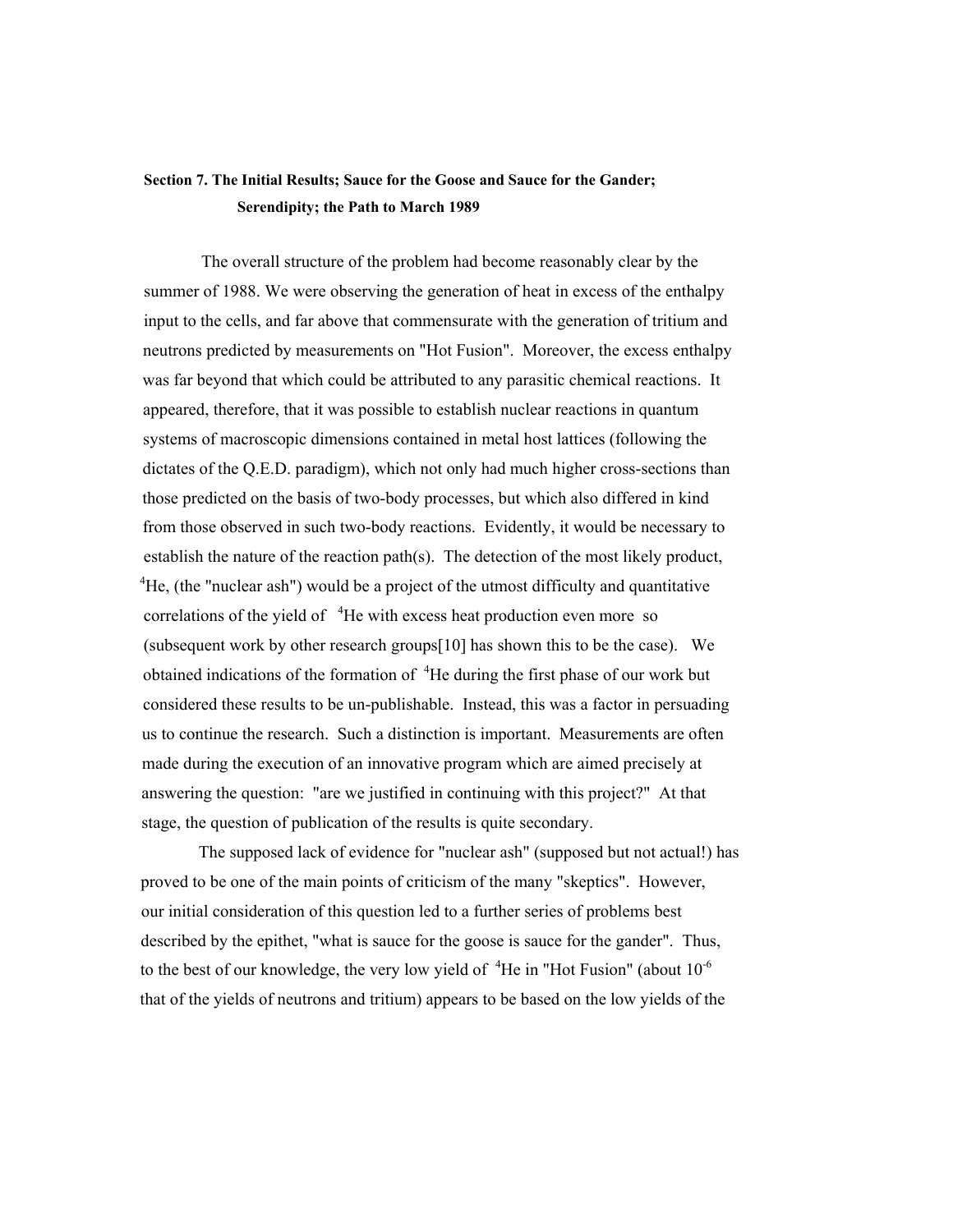## Section 7. The Initial Results; Sauce for the Goose and Sauce for the Gander; Serendipity; the Path to March 1989

The overall structure of the problem had become reasonably clear by the summer of 1988. We were observing the generation of heat in excess of the enthalpy input to the cells, and far above that commensurate with the generation of tritium and neutrons predicted by measurements on "Hot Fusion". Moreover, the excess enthalpy was far beyond that which could be attributed to any parasitic chemical reactions. It appeared, therefore, that it was possible to establish nuclear reactions in quantum systems of macroscopic dimensions contained in metal host lattices (following the dictates of the Q.E.D. paradigm), which not only had much higher cross-sections than those predicted on the basis of two-body processes, but which also differed in kind from those observed in such two-body reactions. Evidently, it would be necessary to establish the nature of the reaction path(s). The detection of the most likely product, $^{4}He$, (the "nuclear ash") would be a project of the utmost difficulty and quantitative correlations of the yield of $^{4}He$ with excess heat production even more so (subsequent work by other research groups[10] has shown this to be the case). We obtained indications of the formation of $^{4}He$ during the first phase of our work but considered these results to be un-publishable. Instead, this was a factor in persuading us to continue the research. Such a distinction is important. Measurements are often made during the execution of an innovative program which are aimed precisely at answering the question: "are we justified in continuing with this project?" At that stage, the question of publication of the results is quite secondary.

The supposed lack of evidence for "nuclear ash" (supposed but not actual!) has proved to be one of the main points of criticism of the many "skeptics". However, our initial consideration of this question led to a further series of problems best described by the epithet, "what is sauce for the goose is sauce for the gander". Thus, to the best of our knowledge, the very low yield of $^{4}He$ in "Hot Fusion" (about $10^{-6}$ that of the yields of neutrons and tritium) appears to be based on the low yields of the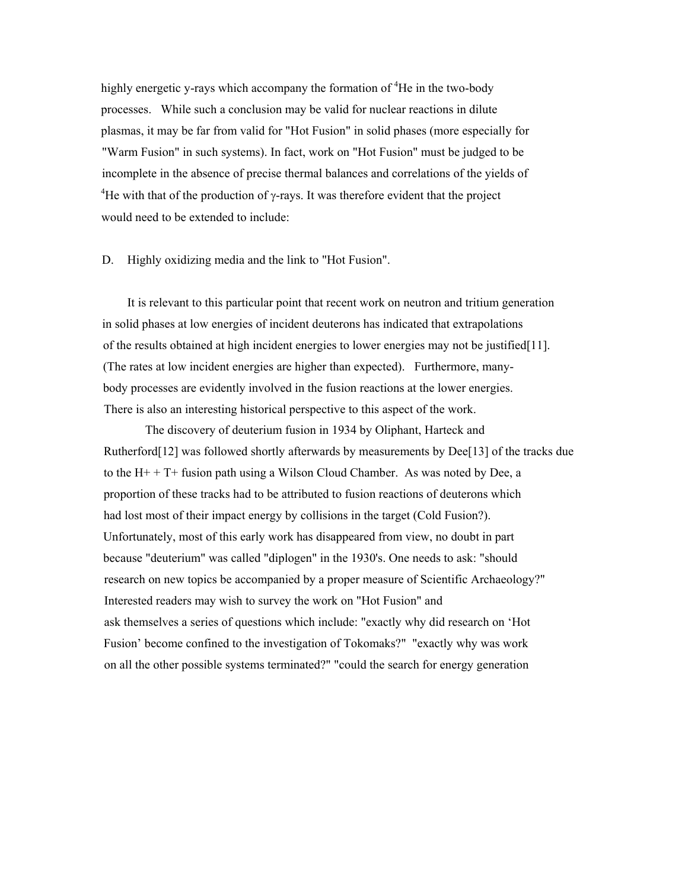highly energetic y-rays which accompany the formation of $^4$He in the two-body processes. While such a conclusion may be valid for nuclear reactions in dilute plasmas, it may be far from valid for "Hot Fusion" in solid phases (more especially for "Warm Fusion" in such systems). In fact, work on "Hot Fusion" must be judged to be incomplete in the absence of precise thermal balances and correlations of the yields of $^4$He with that of the production of γ-rays. It was therefore evident that the project would need to be extended to include:

D. Highly oxidizing media and the link to "Hot Fusion".

It is relevant to this particular point that recent work on neutron and tritium generation in solid phases at low energies of incident deuterons has indicated that extrapolations of the results obtained at high incident energies to lower energies may not be justified[11]. (The rates at low incident energies are higher than expected). Furthermore, many-body processes are evidently involved in the fusion reactions at the lower energies. There is also an interesting historical perspective to this aspect of the work.

The discovery of deuterium fusion in 1934 by Oliphant, Harteck and Rutherford[12] was followed shortly afterwards by measurements by Dee[13] of the tracks due to the H+ + T+ fusion path using a Wilson Cloud Chamber. As was noted by Dee, a proportion of these tracks had to be attributed to fusion reactions of deuterons which had lost most of their impact energy by collisions in the target (Cold Fusion?). Unfortunately, most of this early work has disappeared from view, no doubt in part because "deuterium" was called "diplogen" in the 1930's. One needs to ask: "should research on new topics be accompanied by a proper measure of Scientific Archaeology?" Interested readers may wish to survey the work on "Hot Fusion" and ask themselves a series of questions which include: "exactly why did research on 'Hot Fusion' become confined to the investigation of Tokomaks?" "exactly why was work on all the other possible systems terminated?" "could the search for energy generation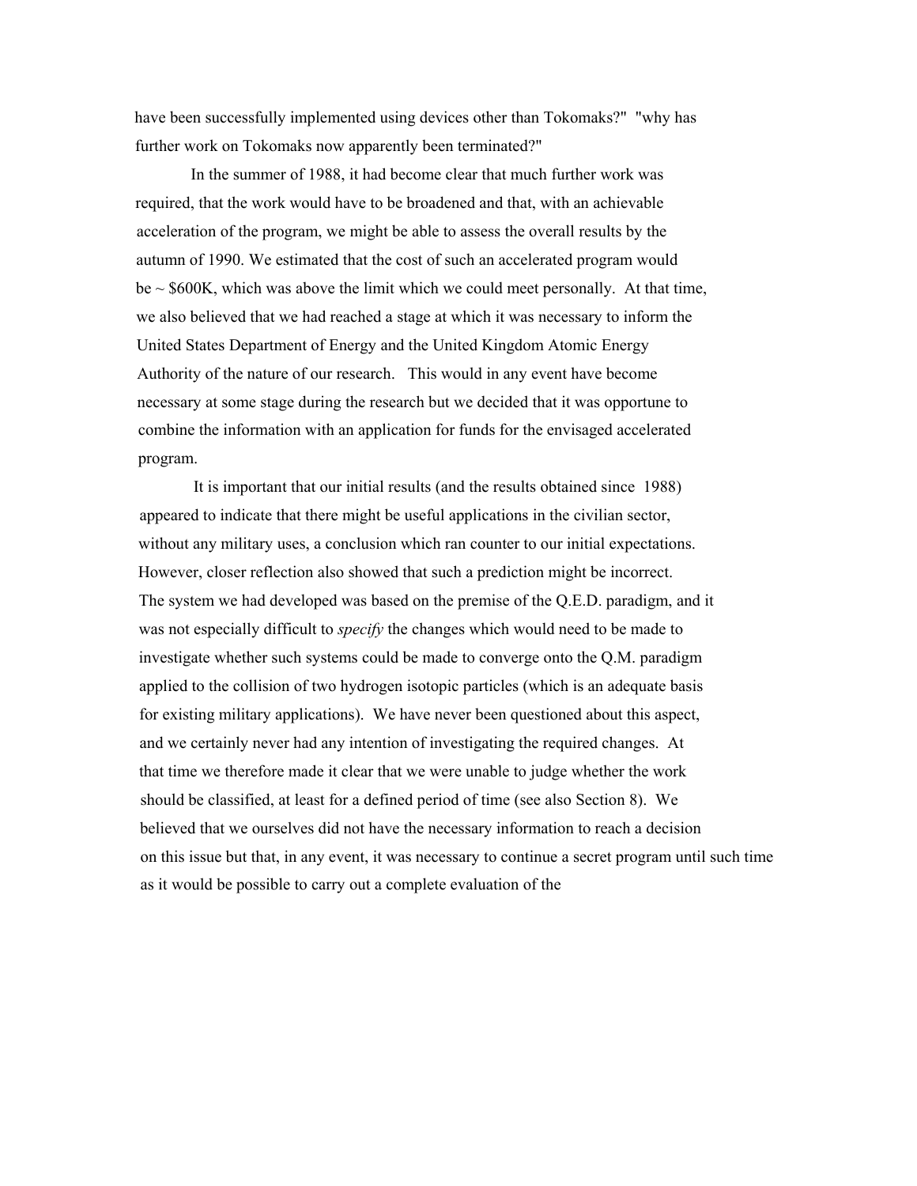have been successfully implemented using devices other than Tokomaks?" "why has further work on Tokomaks now apparently been terminated?"

In the summer of 1988, it had become clear that much further work was required, that the work would have to be broadened and that, with an achievable acceleration of the program, we might be able to assess the overall results by the autumn of 1990. We estimated that the cost of such an accelerated program would be ~ $600K, which was above the limit which we could meet personally. At that time, we also believed that we had reached a stage at which it was necessary to inform the United States Department of Energy and the United Kingdom Atomic Energy Authority of the nature of our research. This would in any event have become necessary at some stage during the research but we decided that it was opportune to combine the information with an application for funds for the envisaged accelerated program.

It is important that our initial results (and the results obtained since 1988) appeared to indicate that there might be useful applications in the civilian sector, without any military uses, a conclusion which ran counter to our initial expectations. However, closer reflection also showed that such a prediction might be incorrect. The system we had developed was based on the premise of the Q.E.D. paradigm, and it was not especially difficult to *specify* the changes which would need to be made to investigate whether such systems could be made to converge onto the Q.M. paradigm applied to the collision of two hydrogen isotopic particles (which is an adequate basis for existing military applications). We have never been questioned about this aspect, and we certainly never had any intention of investigating the required changes. At that time we therefore made it clear that we were unable to judge whether the work should be classified, at least for a defined period of time (see also Section 8). We believed that we ourselves did not have the necessary information to reach a decision on this issue but that, in any event, it was necessary to continue a secret program until such time as it would be possible to carry out a complete evaluation of the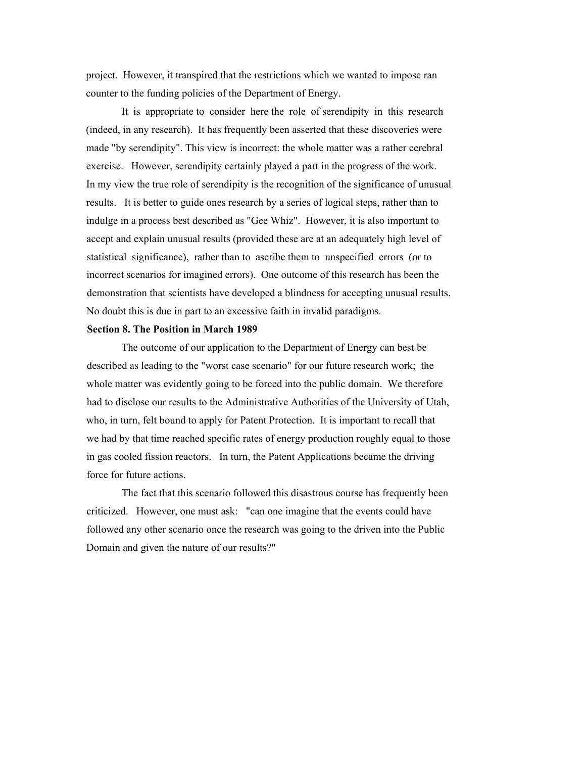project. However, it transpired that the restrictions which we wanted to impose ran counter to the funding policies of the Department of Energy.

It is appropriate to consider here the role of serendipity in this research (indeed, in any research). It has frequently been asserted that these discoveries were made "by serendipity". This view is incorrect: the whole matter was a rather cerebral exercise. However, serendipity certainly played a part in the progress of the work. In my view the true role of serendipity is the recognition of the significance of unusual results. It is better to guide ones research by a series of logical steps, rather than to indulge in a process best described as "Gee Whiz". However, it is also important to accept and explain unusual results (provided these are at an adequately high level of statistical significance), rather than to ascribe them to unspecified errors (or to incorrect scenarios for imagined errors). One outcome of this research has been the demonstration that scientists have developed a blindness for accepting unusual results. No doubt this is due in part to an excessive faith in invalid paradigms.

**Section 8. The Position in March 1989**

The outcome of our application to the Department of Energy can best be described as leading to the "worst case scenario" for our future research work; the whole matter was evidently going to be forced into the public domain. We therefore had to disclose our results to the Administrative Authorities of the University of Utah, who, in turn, felt bound to apply for Patent Protection. It is important to recall that we had by that time reached specific rates of energy production roughly equal to those in gas cooled fission reactors. In turn, the Patent Applications became the driving force for future actions.

The fact that this scenario followed this disastrous course has frequently been criticized. However, one must ask: "can one imagine that the events could have followed any other scenario once the research was going to the driven into the Public Domain and given the nature of our results?"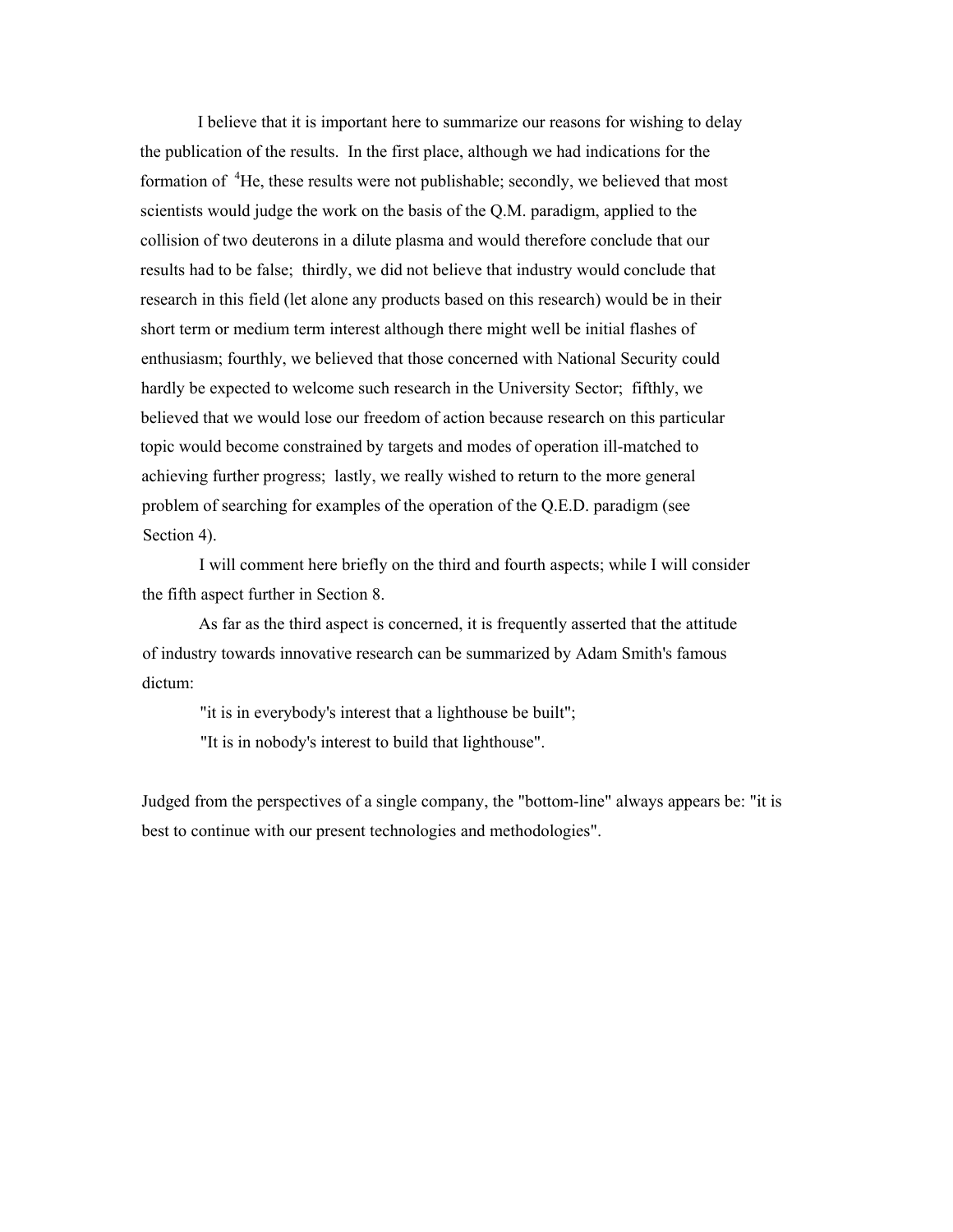I believe that it is important here to summarize our reasons for wishing to delay the publication of the results. In the first place, although we had indications for the formation of $^4He$, these results were not publishable; secondly, we believed that most scientists would judge the work on the basis of the Q.M. paradigm, applied to the collision of two deuterons in a dilute plasma and would therefore conclude that our results had to be false; thirdly, we did not believe that industry would conclude that research in this field (let alone any products based on this research) would be in their short term or medium term interest although there might well be initial flashes of enthusiasm; fourthly, we believed that those concerned with National Security could hardly be expected to welcome such research in the University Sector; fifthly, we believed that we would lose our freedom of action because research on this particular topic would become constrained by targets and modes of operation ill-matched to achieving further progress; lastly, we really wished to return to the more general problem of searching for examples of the operation of the Q.E.D. paradigm (see Section 4).

I will comment here briefly on the third and fourth aspects; while I will consider the fifth aspect further in Section 8.

As far as the third aspect is concerned, it is frequently asserted that the attitude of industry towards innovative research can be summarized by Adam Smith's famous dictum:

"it is in everybody's interest that a lighthouse be built";

"It is in nobody's interest to build that lighthouse".

Judged from the perspectives of a single company, the "bottom-line" always appears be: "it is best to continue with our present technologies and methodologies".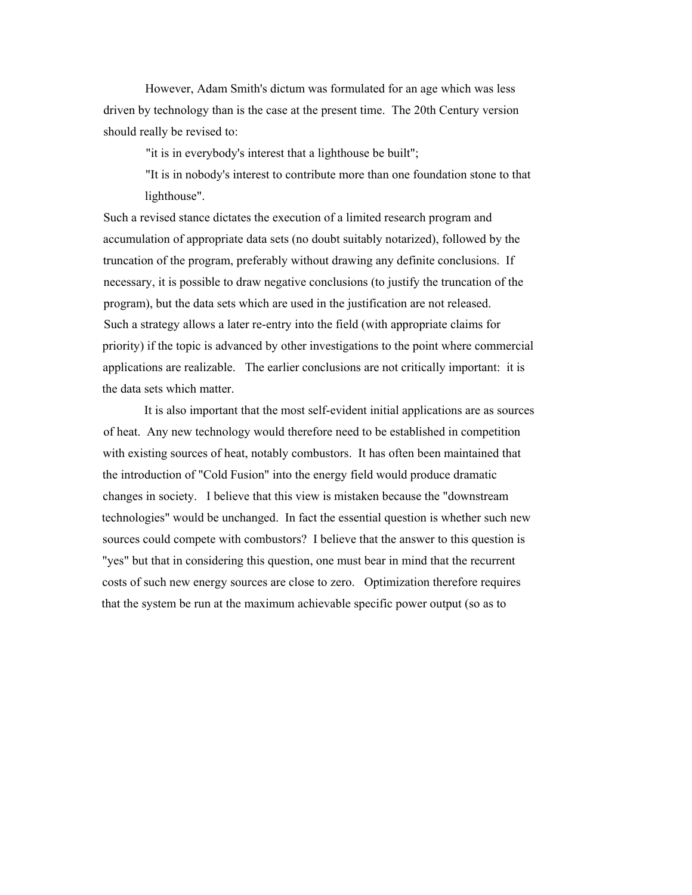However, Adam Smith's dictum was formulated for an age which was less driven by technology than is the case at the present time. The 20th Century version should really be revised to:

> "it is in everybody's interest that a lighthouse be built";
>
> "It is in nobody's interest to contribute more than one foundation stone to that lighthouse".

Such a revised stance dictates the execution of a limited research program and accumulation of appropriate data sets (no doubt suitably notarized), followed by the truncation of the program, preferably without drawing any definite conclusions. If necessary, it is possible to draw negative conclusions (to justify the truncation of the program), but the data sets which are used in the justification are not released. Such a strategy allows a later re-entry into the field (with appropriate claims for priority) if the topic is advanced by other investigations to the point where commercial applications are realizable. The earlier conclusions are not critically important: it is the data sets which matter.

It is also important that the most self-evident initial applications are as sources of heat. Any new technology would therefore need to be established in competition with existing sources of heat, notably combustors. It has often been maintained that the introduction of "Cold Fusion" into the energy field would produce dramatic changes in society. I believe that this view is mistaken because the "downstream technologies" would be unchanged. In fact the essential question is whether such new sources could compete with combustors? I believe that the answer to this question is "yes" but that in considering this question, one must bear in mind that the recurrent costs of such new energy sources are close to zero. Optimization therefore requires that the system be run at the maximum achievable specific power output (so as to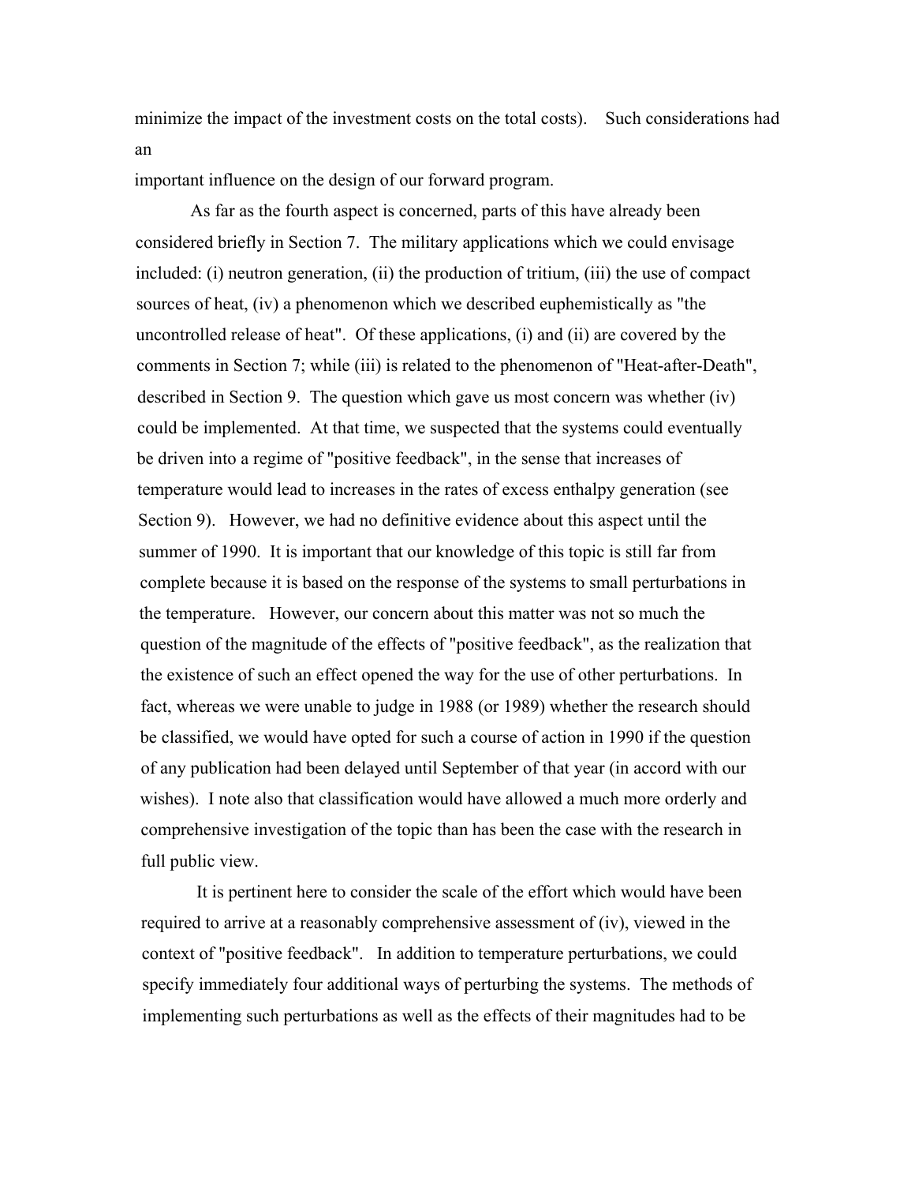minimize the impact of the investment costs on the total costs). Such considerations had an important influence on the design of our forward program.

As far as the fourth aspect is concerned, parts of this have already been considered briefly in Section 7. The military applications which we could envisage included: (i) neutron generation, (ii) the production of tritium, (iii) the use of compact sources of heat, (iv) a phenomenon which we described euphemistically as "the uncontrolled release of heat". Of these applications, (i) and (ii) are covered by the comments in Section 7; while (iii) is related to the phenomenon of "Heat-after-Death", described in Section 9. The question which gave us most concern was whether (iv) could be implemented. At that time, we suspected that the systems could eventually be driven into a regime of "positive feedback", in the sense that increases of temperature would lead to increases in the rates of excess enthalpy generation (see Section 9). However, we had no definitive evidence about this aspect until the summer of 1990. It is important that our knowledge of this topic is still far from complete because it is based on the response of the systems to small perturbations in the temperature. However, our concern about this matter was not so much the question of the magnitude of the effects of "positive feedback", as the realization that the existence of such an effect opened the way for the use of other perturbations. In fact, whereas we were unable to judge in 1988 (or 1989) whether the research should be classified, we would have opted for such a course of action in 1990 if the question of any publication had been delayed until September of that year (in accord with our wishes). I note also that classification would have allowed a much more orderly and comprehensive investigation of the topic than has been the case with the research in full public view.

It is pertinent here to consider the scale of the effort which would have been required to arrive at a reasonably comprehensive assessment of (iv), viewed in the context of "positive feedback". In addition to temperature perturbations, we could specify immediately four additional ways of perturbing the systems. The methods of implementing such perturbations as well as the effects of their magnitudes had to be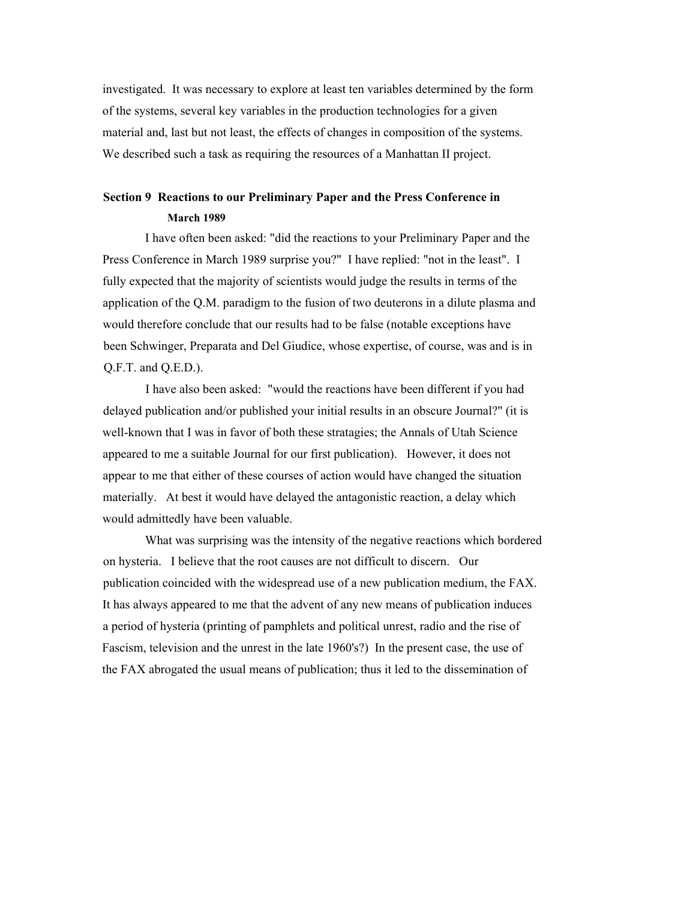investigated. It was necessary to explore at least ten variables determined by the form of the systems, several key variables in the production technologies for a given material and, last but not least, the effects of changes in composition of the systems. We described such a task as requiring the resources of a Manhattan II project.

## Section 9 Reactions to our Preliminary Paper and the Press Conference in March 1989

I have often been asked: "did the reactions to your Preliminary Paper and the Press Conference in March 1989 surprise you?" I have replied: "not in the least". I fully expected that the majority of scientists would judge the results in terms of the application of the Q.M. paradigm to the fusion of two deuterons in a dilute plasma and would therefore conclude that our results had to be false (notable exceptions have been Schwinger, Preparata and Del Giudice, whose expertise, of course, was and is in Q.F.T. and Q.E.D.).

I have also been asked: "would the reactions have been different if you had delayed publication and/or published your initial results in an obscure Journal?" (it is well-known that I was in favor of both these stratagies; the Annals of Utah Science appeared to me a suitable Journal for our first publication). However, it does not appear to me that either of these courses of action would have changed the situation materially. At best it would have delayed the antagonistic reaction, a delay which would admittedly have been valuable.

What was surprising was the intensity of the negative reactions which bordered on hysteria. I believe that the root causes are not difficult to discern. Our publication coincided with the widespread use of a new publication medium, the FAX. It has always appeared to me that the advent of any new means of publication induces a period of hysteria (printing of pamphlets and political unrest, radio and the rise of Fascism, television and the unrest in the late 1960's?) In the present case, the use of the FAX abrogated the usual means of publication; thus it led to the dissemination of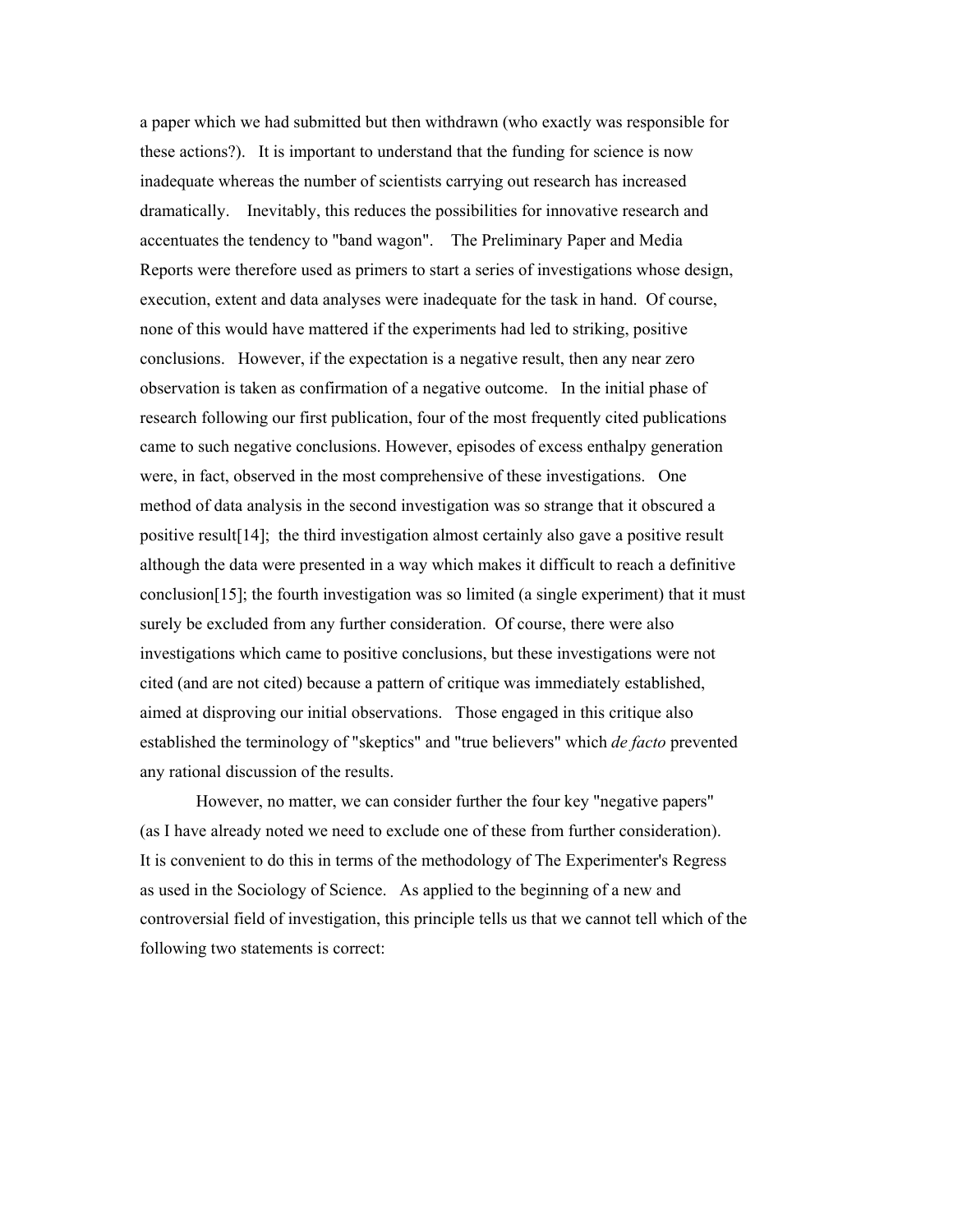a paper which we had submitted but then withdrawn (who exactly was responsible for these actions?). It is important to understand that the funding for science is now inadequate whereas the number of scientists carrying out research has increased dramatically. Inevitably, this reduces the possibilities for innovative research and accentuates the tendency to "band wagon". The Preliminary Paper and Media Reports were therefore used as primers to start a series of investigations whose design, execution, extent and data analyses were inadequate for the task in hand. Of course, none of this would have mattered if the experiments had led to striking, positive conclusions. However, if the expectation is a negative result, then any near zero observation is taken as confirmation of a negative outcome. In the initial phase of research following our first publication, four of the most frequently cited publications came to such negative conclusions. However, episodes of excess enthalpy generation were, in fact, observed in the most comprehensive of these investigations. One method of data analysis in the second investigation was so strange that it obscured a positive result[14]; the third investigation almost certainly also gave a positive result although the data were presented in a way which makes it difficult to reach a definitive conclusion[15]; the fourth investigation was so limited (a single experiment) that it must surely be excluded from any further consideration. Of course, there were also investigations which came to positive conclusions, but these investigations were not cited (and are not cited) because a pattern of critique was immediately established, aimed at disproving our initial observations. Those engaged in this critique also established the terminology of "skeptics" and "true believers" which *de facto* prevented any rational discussion of the results.

However, no matter, we can consider further the four key "negative papers" (as I have already noted we need to exclude one of these from further consideration). It is convenient to do this in terms of the methodology of The Experimenter's Regress as used in the Sociology of Science. As applied to the beginning of a new and controversial field of investigation, this principle tells us that we cannot tell which of the following two statements is correct: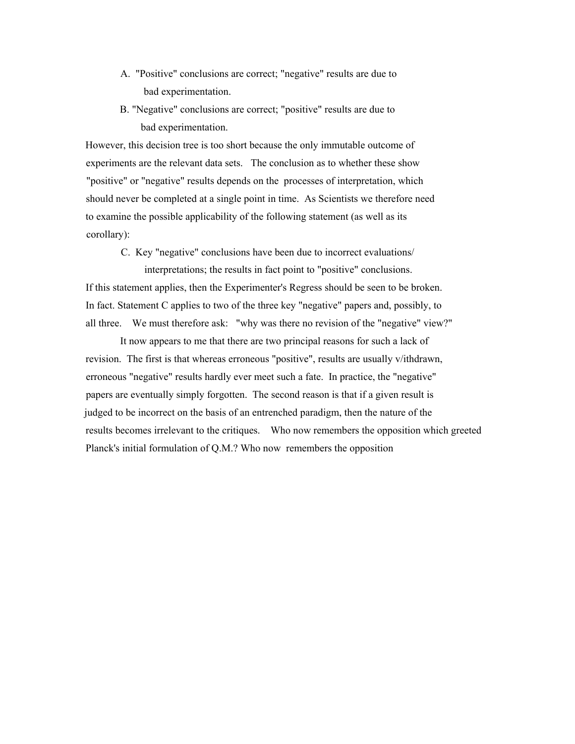A. "Positive" conclusions are correct; "negative" results are due to bad experimentation.

B. "Negative" conclusions are correct; "positive" results are due to bad experimentation.

However, this decision tree is too short because the only immutable outcome of experiments are the relevant data sets. The conclusion as to whether these show "positive" or "negative" results depends on the processes of interpretation, which should never be completed at a single point in time. As Scientists we therefore need to examine the possible applicability of the following statement (as well as its corollary):

C. Key "negative" conclusions have been due to incorrect evaluations/ interpretations; the results in fact point to "positive" conclusions.

If this statement applies, then the Experimenter's Regress should be seen to be broken. In fact. Statement C applies to two of the three key "negative" papers and, possibly, to all three. We must therefore ask: "why was there no revision of the "negative" view?"

It now appears to me that there are two principal reasons for such a lack of revision. The first is that whereas erroneous "positive", results are usually v/ithdrawn, erroneous "negative" results hardly ever meet such a fate. In practice, the "negative" papers are eventually simply forgotten. The second reason is that if a given result is judged to be incorrect on the basis of an entrenched paradigm, then the nature of the results becomes irrelevant to the critiques. Who now remembers the opposition which greeted Planck's initial formulation of Q.M.? Who now remembers the opposition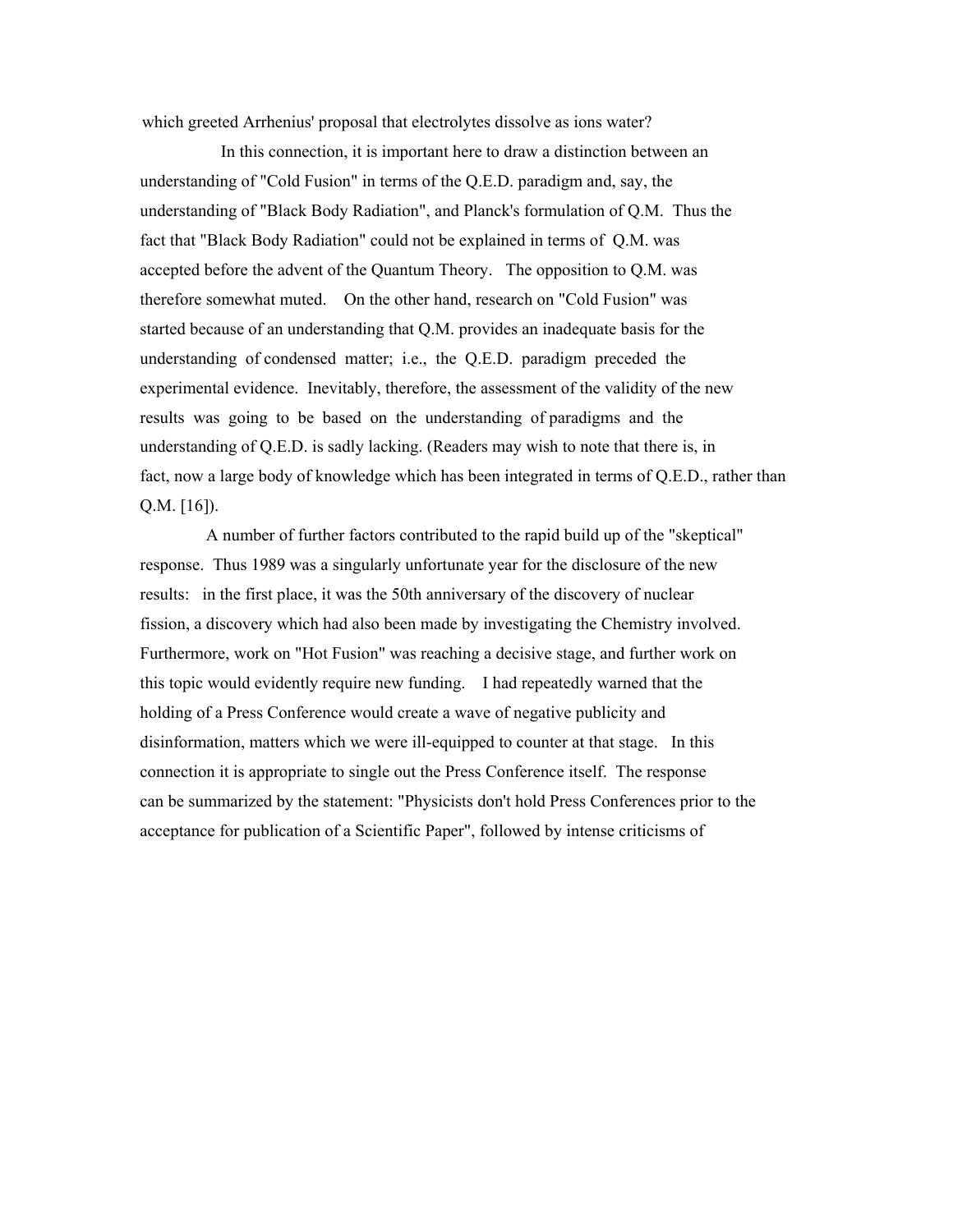which greeted Arrhenius' proposal that electrolytes dissolve as ions water?

In this connection, it is important here to draw a distinction between an understanding of "Cold Fusion" in terms of the Q.E.D. paradigm and, say, the understanding of "Black Body Radiation", and Planck's formulation of Q.M. Thus the fact that "Black Body Radiation" could not be explained in terms of Q.M. was accepted before the advent of the Quantum Theory. The opposition to Q.M. was therefore somewhat muted. On the other hand, research on "Cold Fusion" was started because of an understanding that Q.M. provides an inadequate basis for the understanding of condensed matter; i.e., the Q.E.D. paradigm preceded the experimental evidence. Inevitably, therefore, the assessment of the validity of the new results was going to be based on the understanding of paradigms and the understanding of Q.E.D. is sadly lacking. (Readers may wish to note that there is, in fact, now a large body of knowledge which has been integrated in terms of Q.E.D., rather than Q.M. [16]).

A number of further factors contributed to the rapid build up of the "skeptical" response. Thus 1989 was a singularly unfortunate year for the disclosure of the new results: in the first place, it was the 50th anniversary of the discovery of nuclear fission, a discovery which had also been made by investigating the Chemistry involved. Furthermore, work on "Hot Fusion" was reaching a decisive stage, and further work on this topic would evidently require new funding. I had repeatedly warned that the holding of a Press Conference would create a wave of negative publicity and disinformation, matters which we were ill-equipped to counter at that stage. In this connection it is appropriate to single out the Press Conference itself. The response can be summarized by the statement: "Physicists don't hold Press Conferences prior to the acceptance for publication of a Scientific Paper", followed by intense criticisms of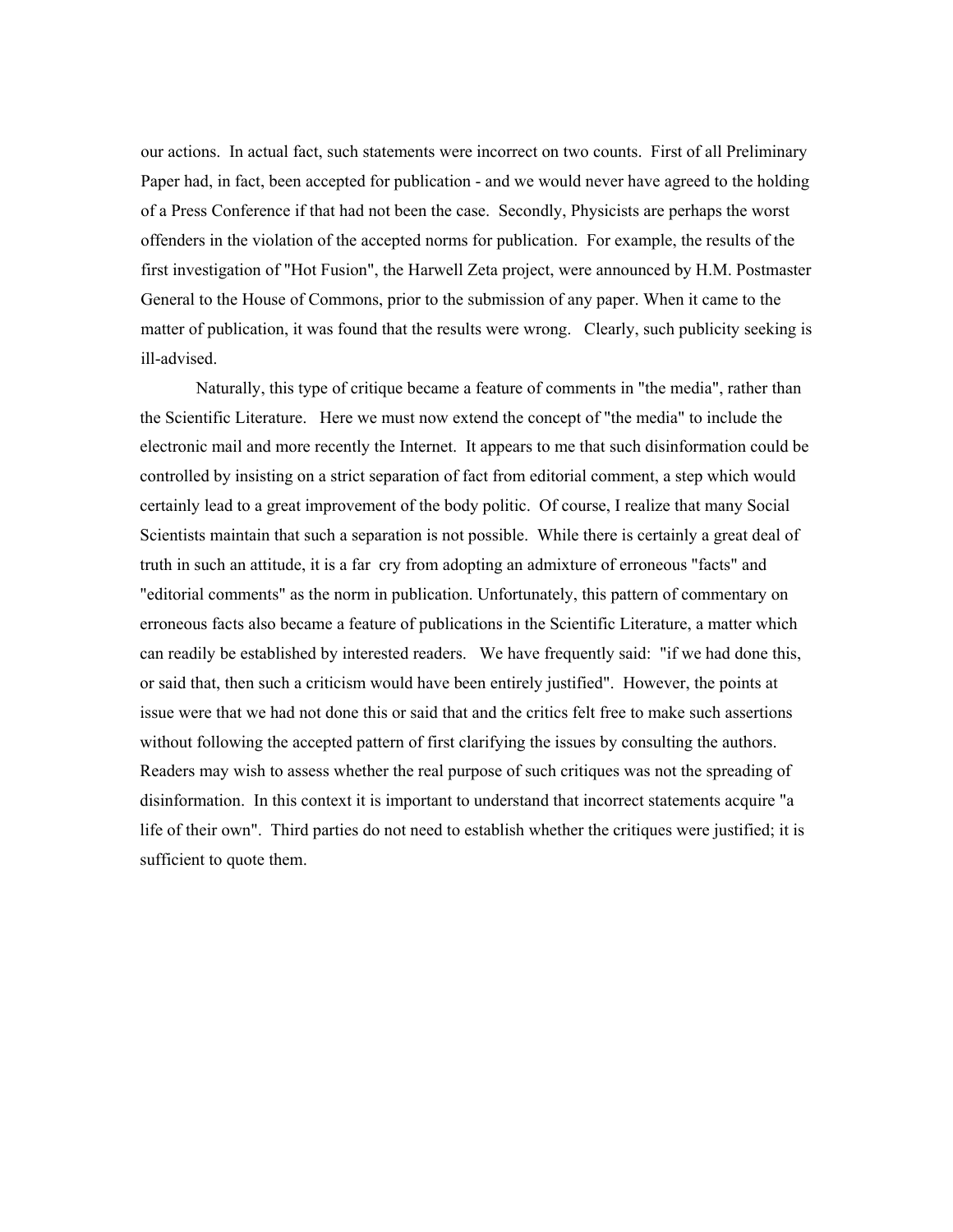our actions. In actual fact, such statements were incorrect on two counts. First of all Preliminary Paper had, in fact, been accepted for publication - and we would never have agreed to the holding of a Press Conference if that had not been the case. Secondly, Physicists are perhaps the worst offenders in the violation of the accepted norms for publication. For example, the results of the first investigation of "Hot Fusion", the Harwell Zeta project, were announced by H.M. Postmaster General to the House of Commons, prior to the submission of any paper. When it came to the matter of publication, it was found that the results were wrong. Clearly, such publicity seeking is ill-advised.

Naturally, this type of critique became a feature of comments in "the media", rather than the Scientific Literature. Here we must now extend the concept of "the media" to include the electronic mail and more recently the Internet. It appears to me that such disinformation could be controlled by insisting on a strict separation of fact from editorial comment, a step which would certainly lead to a great improvement of the body politic. Of course, I realize that many Social Scientists maintain that such a separation is not possible. While there is certainly a great deal of truth in such an attitude, it is a far cry from adopting an admixture of erroneous "facts" and "editorial comments" as the norm in publication. Unfortunately, this pattern of commentary on erroneous facts also became a feature of publications in the Scientific Literature, a matter which can readily be established by interested readers. We have frequently said: "if we had done this, or said that, then such a criticism would have been entirely justified". However, the points at issue were that we had not done this or said that and the critics felt free to make such assertions without following the accepted pattern of first clarifying the issues by consulting the authors. Readers may wish to assess whether the real purpose of such critiques was not the spreading of disinformation. In this context it is important to understand that incorrect statements acquire "a life of their own". Third parties do not need to establish whether the critiques were justified; it is sufficient to quote them.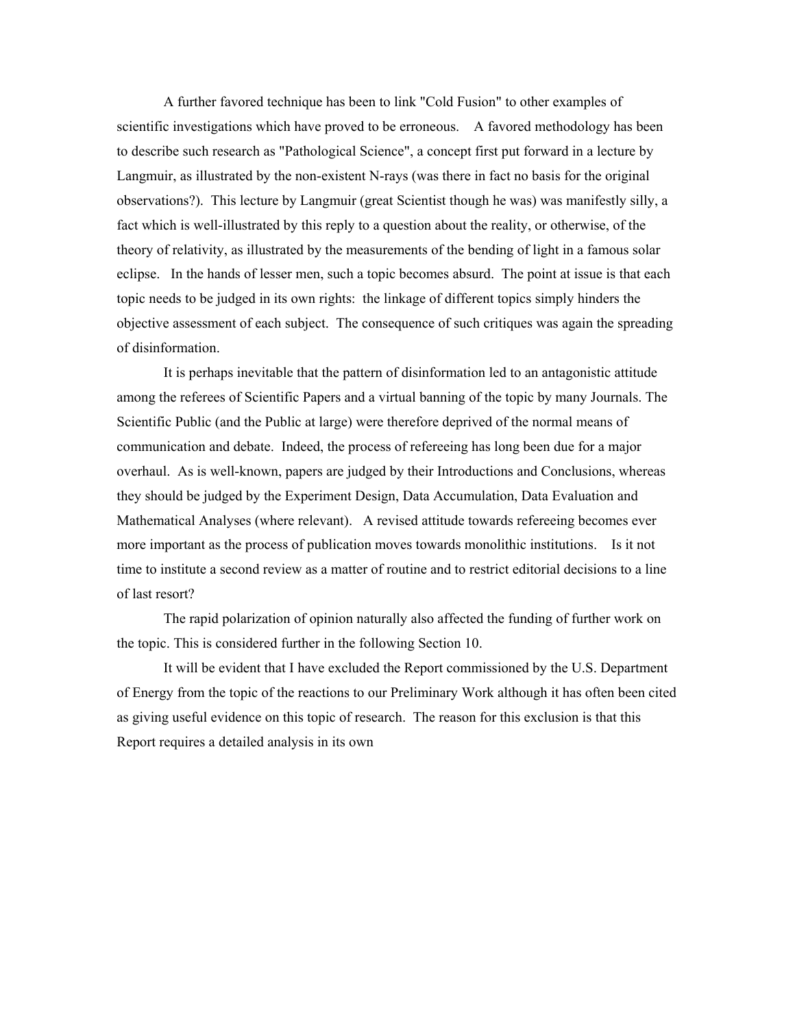A further favored technique has been to link "Cold Fusion" to other examples of scientific investigations which have proved to be erroneous. A favored methodology has been to describe such research as "Pathological Science", a concept first put forward in a lecture by Langmuir, as illustrated by the non-existent N-rays (was there in fact no basis for the original observations?). This lecture by Langmuir (great Scientist though he was) was manifestly silly, a fact which is well-illustrated by this reply to a question about the reality, or otherwise, of the theory of relativity, as illustrated by the measurements of the bending of light in a famous solar eclipse. In the hands of lesser men, such a topic becomes absurd. The point at issue is that each topic needs to be judged in its own rights: the linkage of different topics simply hinders the objective assessment of each subject. The consequence of such critiques was again the spreading of disinformation.

It is perhaps inevitable that the pattern of disinformation led to an antagonistic attitude among the referees of Scientific Papers and a virtual banning of the topic by many Journals. The Scientific Public (and the Public at large) were therefore deprived of the normal means of communication and debate. Indeed, the process of refereeing has long been due for a major overhaul. As is well-known, papers are judged by their Introductions and Conclusions, whereas they should be judged by the Experiment Design, Data Accumulation, Data Evaluation and Mathematical Analyses (where relevant). A revised attitude towards refereeing becomes ever more important as the process of publication moves towards monolithic institutions. Is it not time to institute a second review as a matter of routine and to restrict editorial decisions to a line of last resort?

The rapid polarization of opinion naturally also affected the funding of further work on the topic. This is considered further in the following Section 10.

It will be evident that I have excluded the Report commissioned by the U.S. Department of Energy from the topic of the reactions to our Preliminary Work although it has often been cited as giving useful evidence on this topic of research. The reason for this exclusion is that this Report requires a detailed analysis in its own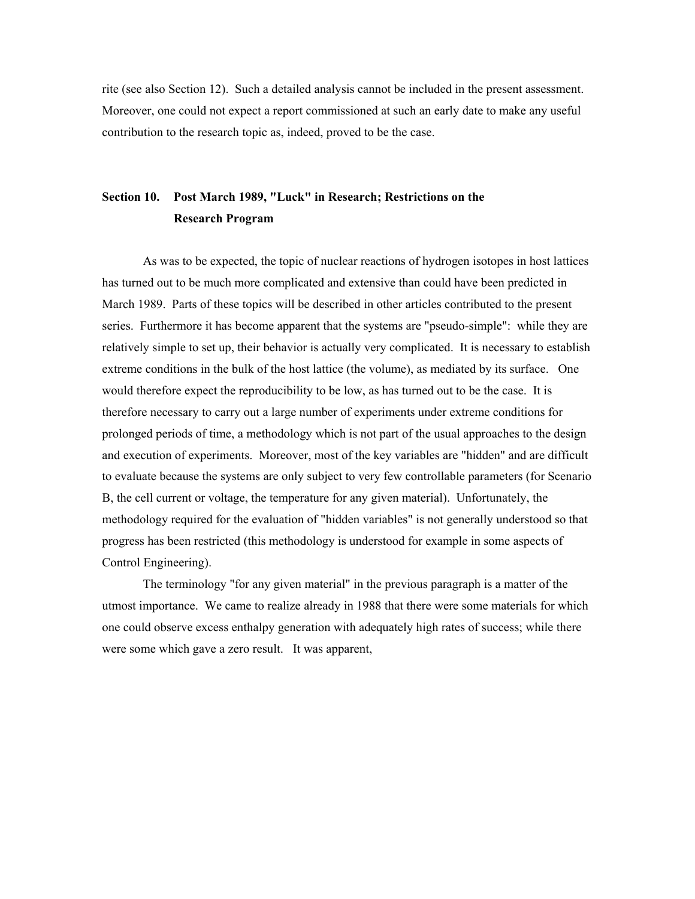rite (see also Section 12). Such a detailed analysis cannot be included in the present assessment. Moreover, one could not expect a report commissioned at such an early date to make any useful contribution to the research topic as, indeed, proved to be the case.

## Section 10. Post March 1989, "Luck" in Research; Restrictions on the Research Program

As was to be expected, the topic of nuclear reactions of hydrogen isotopes in host lattices has turned out to be much more complicated and extensive than could have been predicted in March 1989. Parts of these topics will be described in other articles contributed to the present series. Furthermore it has become apparent that the systems are "pseudo-simple": while they are relatively simple to set up, their behavior is actually very complicated. It is necessary to establish extreme conditions in the bulk of the host lattice (the volume), as mediated by its surface. One would therefore expect the reproducibility to be low, as has turned out to be the case. It is therefore necessary to carry out a large number of experiments under extreme conditions for prolonged periods of time, a methodology which is not part of the usual approaches to the design and execution of experiments. Moreover, most of the key variables are "hidden" and are difficult to evaluate because the systems are only subject to very few controllable parameters (for Scenario B, the cell current or voltage, the temperature for any given material). Unfortunately, the methodology required for the evaluation of "hidden variables" is not generally understood so that progress has been restricted (this methodology is understood for example in some aspects of Control Engineering).

The terminology "for any given material" in the previous paragraph is a matter of the utmost importance. We came to realize already in 1988 that there were some materials for which one could observe excess enthalpy generation with adequately high rates of success; while there were some which gave a zero result. It was apparent,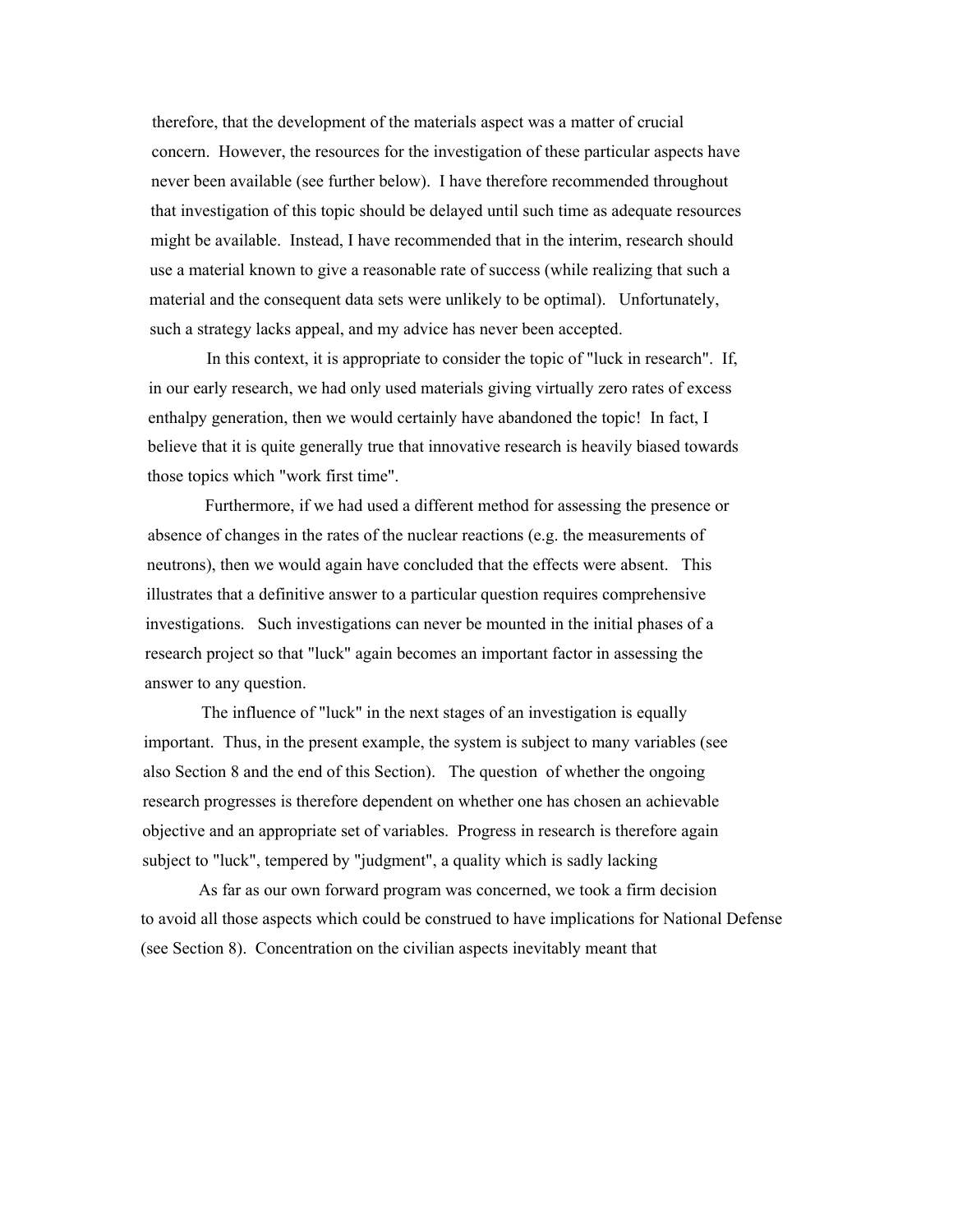therefore, that the development of the materials aspect was a matter of crucial concern. However, the resources for the investigation of these particular aspects have never been available (see further below). I have therefore recommended throughout that investigation of this topic should be delayed until such time as adequate resources might be available. Instead, I have recommended that in the interim, research should use a material known to give a reasonable rate of success (while realizing that such a material and the consequent data sets were unlikely to be optimal). Unfortunately, such a strategy lacks appeal, and my advice has never been accepted.

In this context, it is appropriate to consider the topic of "luck in research". If, in our early research, we had only used materials giving virtually zero rates of excess enthalpy generation, then we would certainly have abandoned the topic! In fact, I believe that it is quite generally true that innovative research is heavily biased towards those topics which "work first time".

Furthermore, if we had used a different method for assessing the presence or absence of changes in the rates of the nuclear reactions (e.g. the measurements of neutrons), then we would again have concluded that the effects were absent. This illustrates that a definitive answer to a particular question requires comprehensive investigations. Such investigations can never be mounted in the initial phases of a research project so that "luck" again becomes an important factor in assessing the answer to any question.

The influence of "luck" in the next stages of an investigation is equally important. Thus, in the present example, the system is subject to many variables (see also Section 8 and the end of this Section). The question of whether the ongoing research progresses is therefore dependent on whether one has chosen an achievable objective and an appropriate set of variables. Progress in research is therefore again subject to "luck", tempered by "judgment", a quality which is sadly lacking

As far as our own forward program was concerned, we took a firm decision to avoid all those aspects which could be construed to have implications for National Defense (see Section 8). Concentration on the civilian aspects inevitably meant that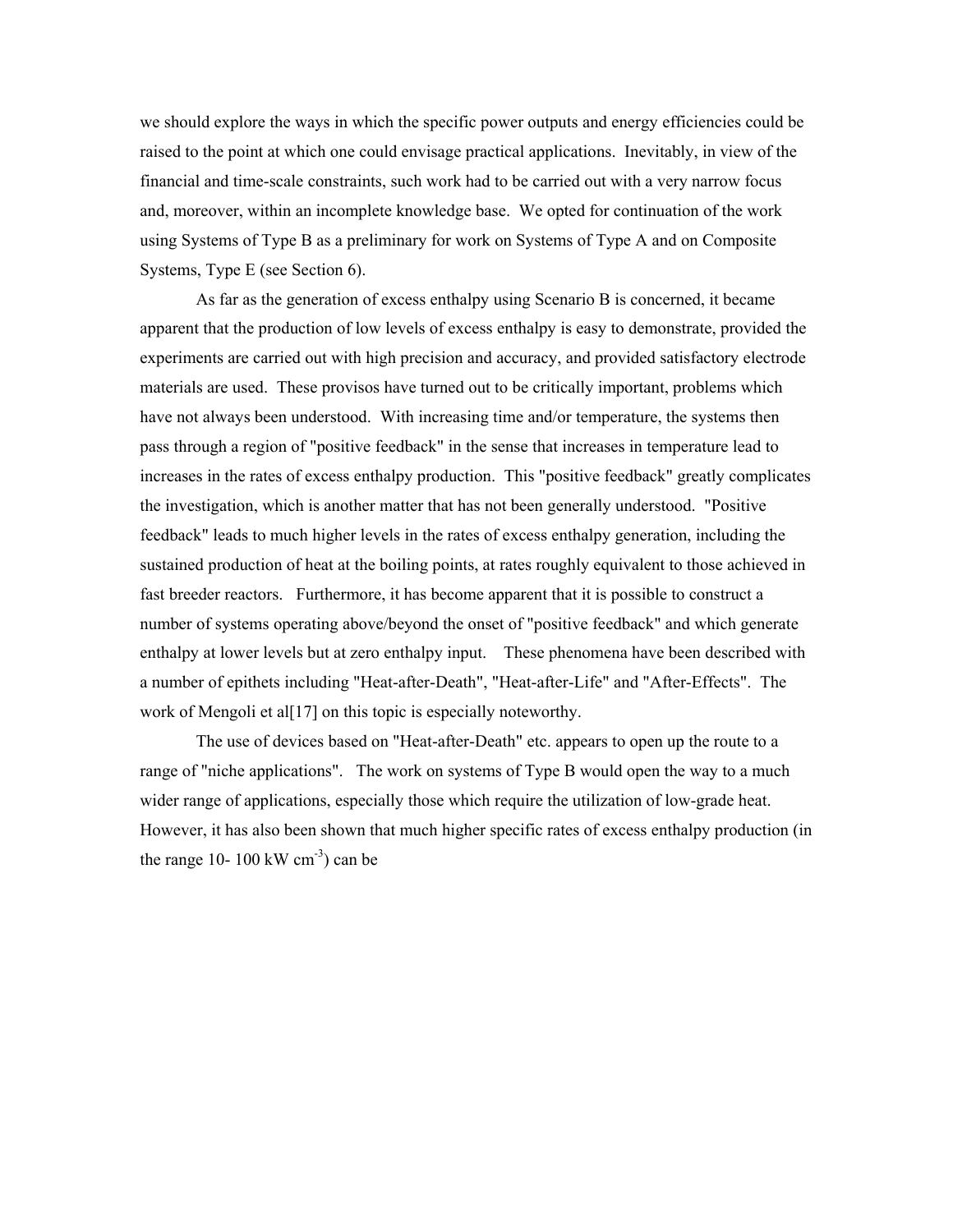we should explore the ways in which the specific power outputs and energy efficiencies could be raised to the point at which one could envisage practical applications. Inevitably, in view of the financial and time-scale constraints, such work had to be carried out with a very narrow focus and, moreover, within an incomplete knowledge base. We opted for continuation of the work using Systems of Type B as a preliminary for work on Systems of Type A and on Composite Systems, Type E (see Section 6).

As far as the generation of excess enthalpy using Scenario B is concerned, it became apparent that the production of low levels of excess enthalpy is easy to demonstrate, provided the experiments are carried out with high precision and accuracy, and provided satisfactory electrode materials are used. These provisos have turned out to be critically important, problems which have not always been understood. With increasing time and/or temperature, the systems then pass through a region of "positive feedback" in the sense that increases in temperature lead to increases in the rates of excess enthalpy production. This "positive feedback" greatly complicates the investigation, which is another matter that has not been generally understood. "Positive feedback" leads to much higher levels in the rates of excess enthalpy generation, including the sustained production of heat at the boiling points, at rates roughly equivalent to those achieved in fast breeder reactors. Furthermore, it has become apparent that it is possible to construct a number of systems operating above/beyond the onset of "positive feedback" and which generate enthalpy at lower levels but at zero enthalpy input. These phenomena have been described with a number of epithets including "Heat-after-Death", "Heat-after-Life" and "After-Effects". The work of Mengoli et al[17] on this topic is especially noteworthy.

The use of devices based on "Heat-after-Death" etc. appears to open up the route to a range of "niche applications". The work on systems of Type B would open the way to a much wider range of applications, especially those which require the utilization of low-grade heat. However, it has also been shown that much higher specific rates of excess enthalpy production (in the range 10- 100 kW $cm^{-3}$) can be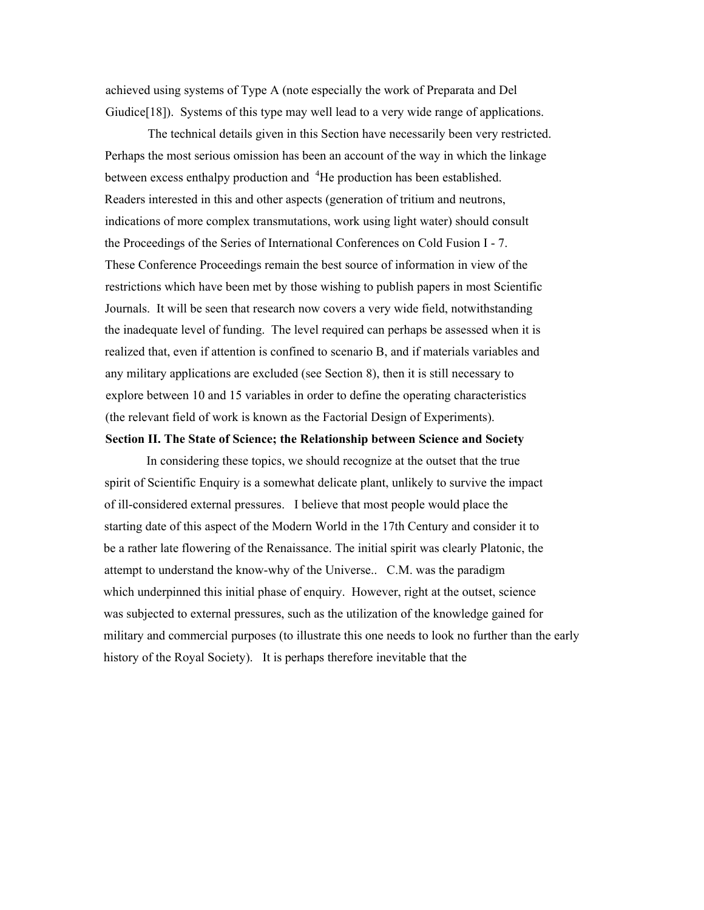achieved using systems of Type A (note especially the work of Preparata and Del Giudice[18]). Systems of this type may well lead to a very wide range of applications.

The technical details given in this Section have necessarily been very restricted. Perhaps the most serious omission has been an account of the way in which the linkage between excess enthalpy production and $^4$He production has been established. Readers interested in this and other aspects (generation of tritium and neutrons, indications of more complex transmutations, work using light water) should consult the Proceedings of the Series of International Conferences on Cold Fusion I - 7. These Conference Proceedings remain the best source of information in view of the restrictions which have been met by those wishing to publish papers in most Scientific Journals. It will be seen that research now covers a very wide field, notwithstanding the inadequate level of funding. The level required can perhaps be assessed when it is realized that, even if attention is confined to scenario B, and if materials variables and any military applications are excluded (see Section 8), then it is still necessary to explore between 10 and 15 variables in order to define the operating characteristics (the relevant field of work is known as the Factorial Design of Experiments).

## Section II. The State of Science; the Relationship between Science and Society

In considering these topics, we should recognize at the outset that the true spirit of Scientific Enquiry is a somewhat delicate plant, unlikely to survive the impact of ill-considered external pressures. I believe that most people would place the starting date of this aspect of the Modern World in the 17th Century and consider it to be a rather late flowering of the Renaissance. The initial spirit was clearly Platonic, the attempt to understand the know-why of the Universe.. C.M. was the paradigm which underpinned this initial phase of enquiry. However, right at the outset, science was subjected to external pressures, such as the utilization of the knowledge gained for military and commercial purposes (to illustrate this one needs to look no further than the early history of the Royal Society). It is perhaps therefore inevitable that the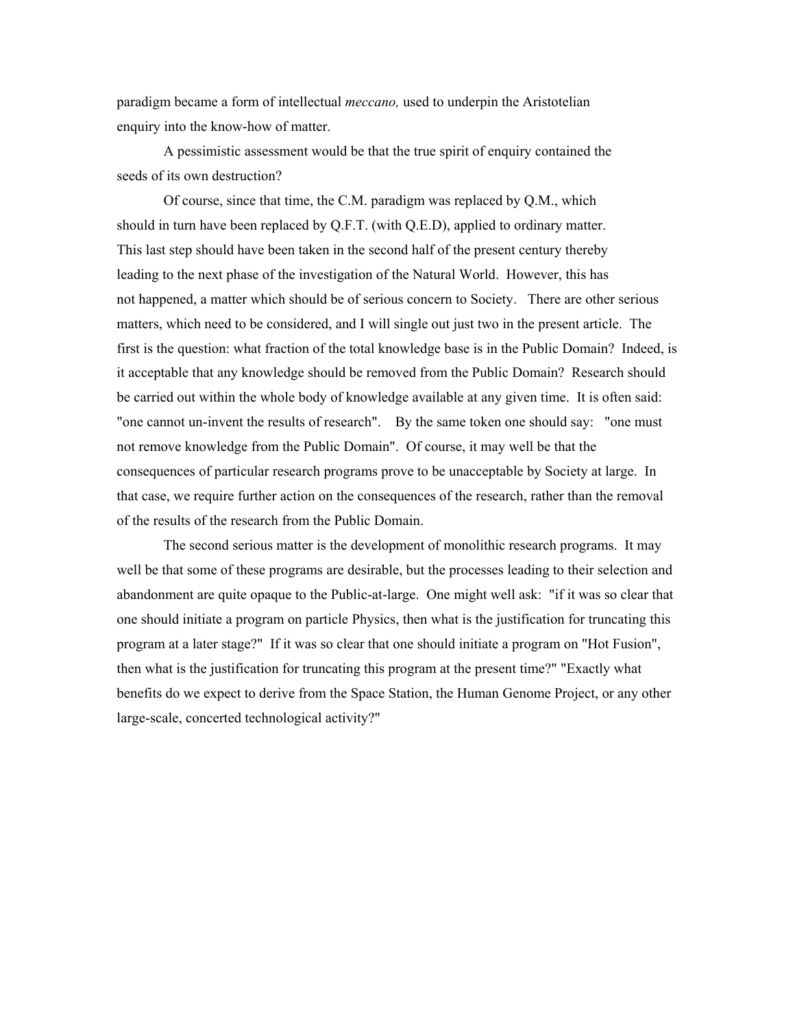paradigm became a form of intellectual *meccano,* used to underpin the Aristotelian enquiry into the know-how of matter.

A pessimistic assessment would be that the true spirit of enquiry contained the seeds of its own destruction?

Of course, since that time, the C.M. paradigm was replaced by Q.M., which should in turn have been replaced by Q.F.T. (with Q.E.D), applied to ordinary matter. This last step should have been taken in the second half of the present century thereby leading to the next phase of the investigation of the Natural World. However, this has not happened, a matter which should be of serious concern to Society. There are other serious matters, which need to be considered, and I will single out just two in the present article. The first is the question: what fraction of the total knowledge base is in the Public Domain? Indeed, is it acceptable that any knowledge should be removed from the Public Domain? Research should be carried out within the whole body of knowledge available at any given time. It is often said: "one cannot un-invent the results of research". By the same token one should say: "one must not remove knowledge from the Public Domain". Of course, it may well be that the consequences of particular research programs prove to be unacceptable by Society at large. In that case, we require further action on the consequences of the research, rather than the removal of the results of the research from the Public Domain.

The second serious matter is the development of monolithic research programs. It may well be that some of these programs are desirable, but the processes leading to their selection and abandonment are quite opaque to the Public-at-large. One might well ask: "if it was so clear that one should initiate a program on particle Physics, then what is the justification for truncating this program at a later stage?" If it was so clear that one should initiate a program on "Hot Fusion", then what is the justification for truncating this program at the present time?" "Exactly what benefits do we expect to derive from the Space Station, the Human Genome Project, or any other large-scale, concerted technological activity?"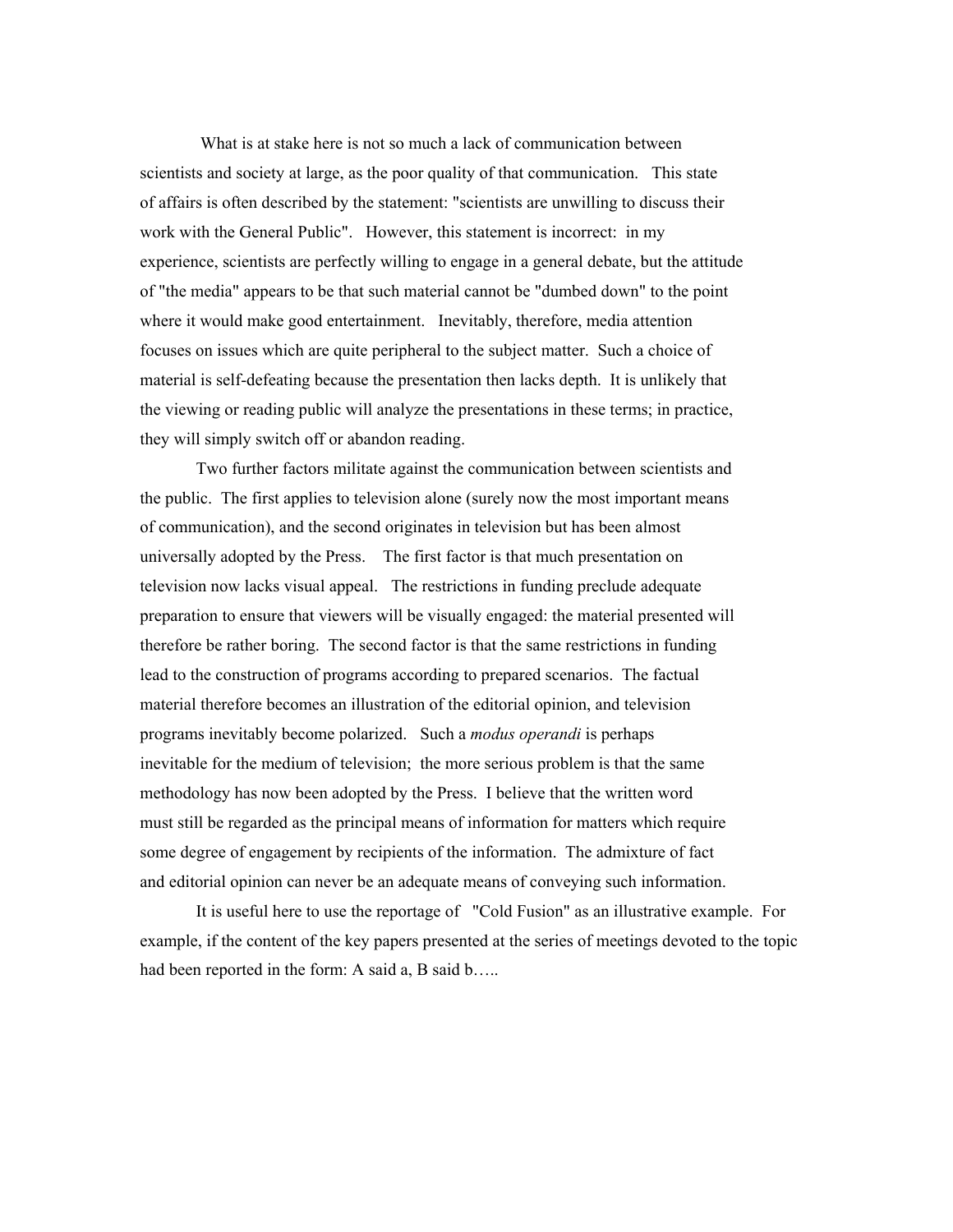What is at stake here is not so much a lack of communication between scientists and society at large, as the poor quality of that communication. This state of affairs is often described by the statement: "scientists are unwilling to discuss their work with the General Public". However, this statement is incorrect: in my experience, scientists are perfectly willing to engage in a general debate, but the attitude of "the media" appears to be that such material cannot be "dumbed down" to the point where it would make good entertainment. Inevitably, therefore, media attention focuses on issues which are quite peripheral to the subject matter. Such a choice of material is self-defeating because the presentation then lacks depth. It is unlikely that the viewing or reading public will analyze the presentations in these terms; in practice, they will simply switch off or abandon reading.

Two further factors militate against the communication between scientists and the public. The first applies to television alone (surely now the most important means of communication), and the second originates in television but has been almost universally adopted by the Press. The first factor is that much presentation on television now lacks visual appeal. The restrictions in funding preclude adequate preparation to ensure that viewers will be visually engaged: the material presented will therefore be rather boring. The second factor is that the same restrictions in funding lead to the construction of programs according to prepared scenarios. The factual material therefore becomes an illustration of the editorial opinion, and television programs inevitably become polarized. Such a *modus operandi* is perhaps inevitable for the medium of television; the more serious problem is that the same methodology has now been adopted by the Press. I believe that the written word must still be regarded as the principal means of information for matters which require some degree of engagement by recipients of the information. The admixture of fact and editorial opinion can never be an adequate means of conveying such information.

It is useful here to use the reportage of "Cold Fusion" as an illustrative example. For example, if the content of the key papers presented at the series of meetings devoted to the topic had been reported in the form: A said a, B said b…..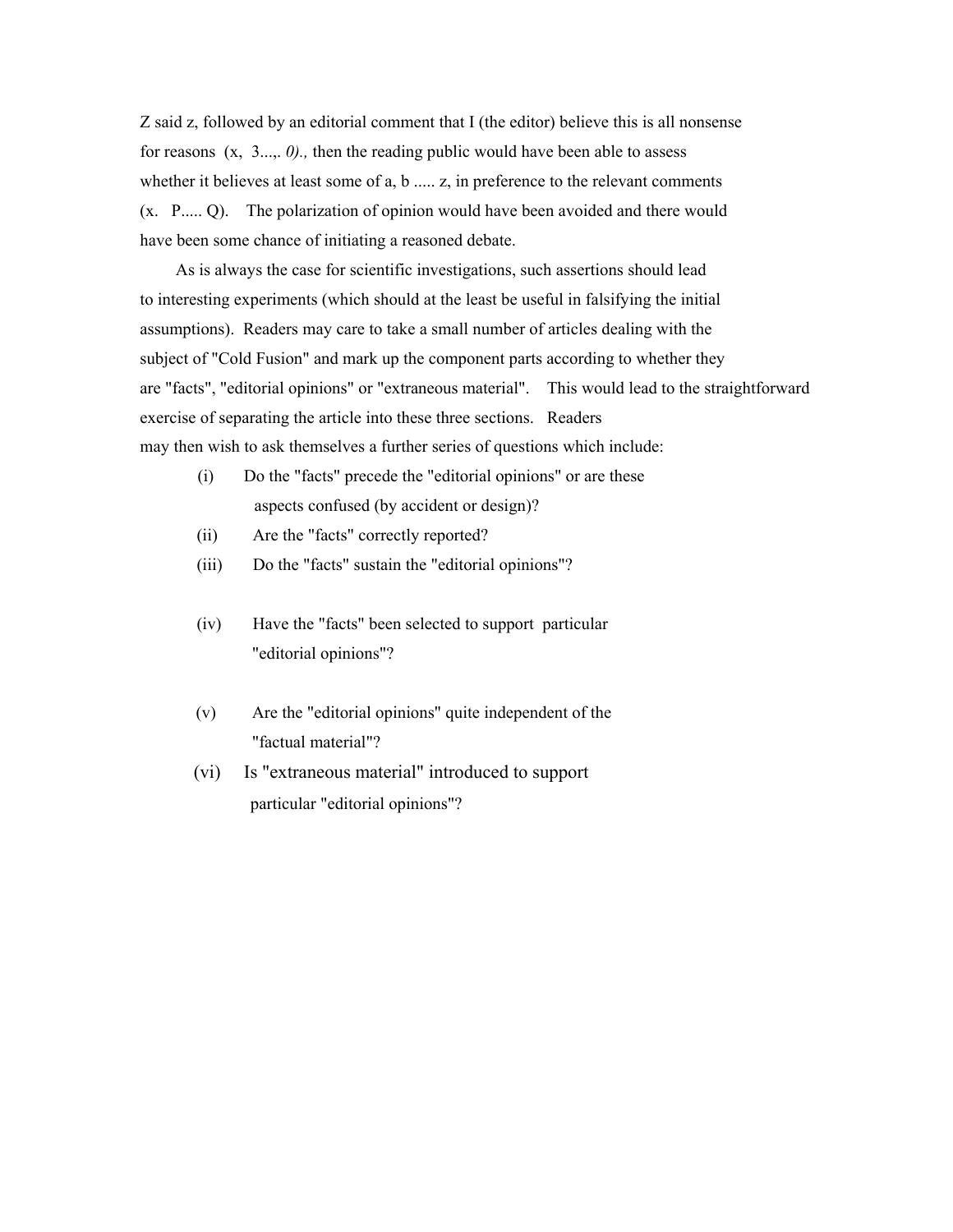Z said z, followed by an editorial comment that I (the editor) believe this is all nonsense for reasons (x, 3...,. *0).,* then the reading public would have been able to assess whether it believes at least some of a, b ..... z, in preference to the relevant comments (x. P..... Q). The polarization of opinion would have been avoided and there would have been some chance of initiating a reasoned debate.

As is always the case for scientific investigations, such assertions should lead to interesting experiments (which should at the least be useful in falsifying the initial assumptions). Readers may care to take a small number of articles dealing with the subject of "Cold Fusion" and mark up the component parts according to whether they are "facts", "editorial opinions" or "extraneous material". This would lead to the straightforward exercise of separating the article into these three sections. Readers may then wish to ask themselves a further series of questions which include:

(i) Do the "facts" precede the "editorial opinions" or are these aspects confused (by accident or design)?

(ii) Are the "facts" correctly reported?

(iii) Do the "facts" sustain the "editorial opinions"?

(iv) Have the "facts" been selected to support particular "editorial opinions"?

(v) Are the "editorial opinions" quite independent of the "factual material"?

(vi) Is "extraneous material" introduced to support particular "editorial opinions"?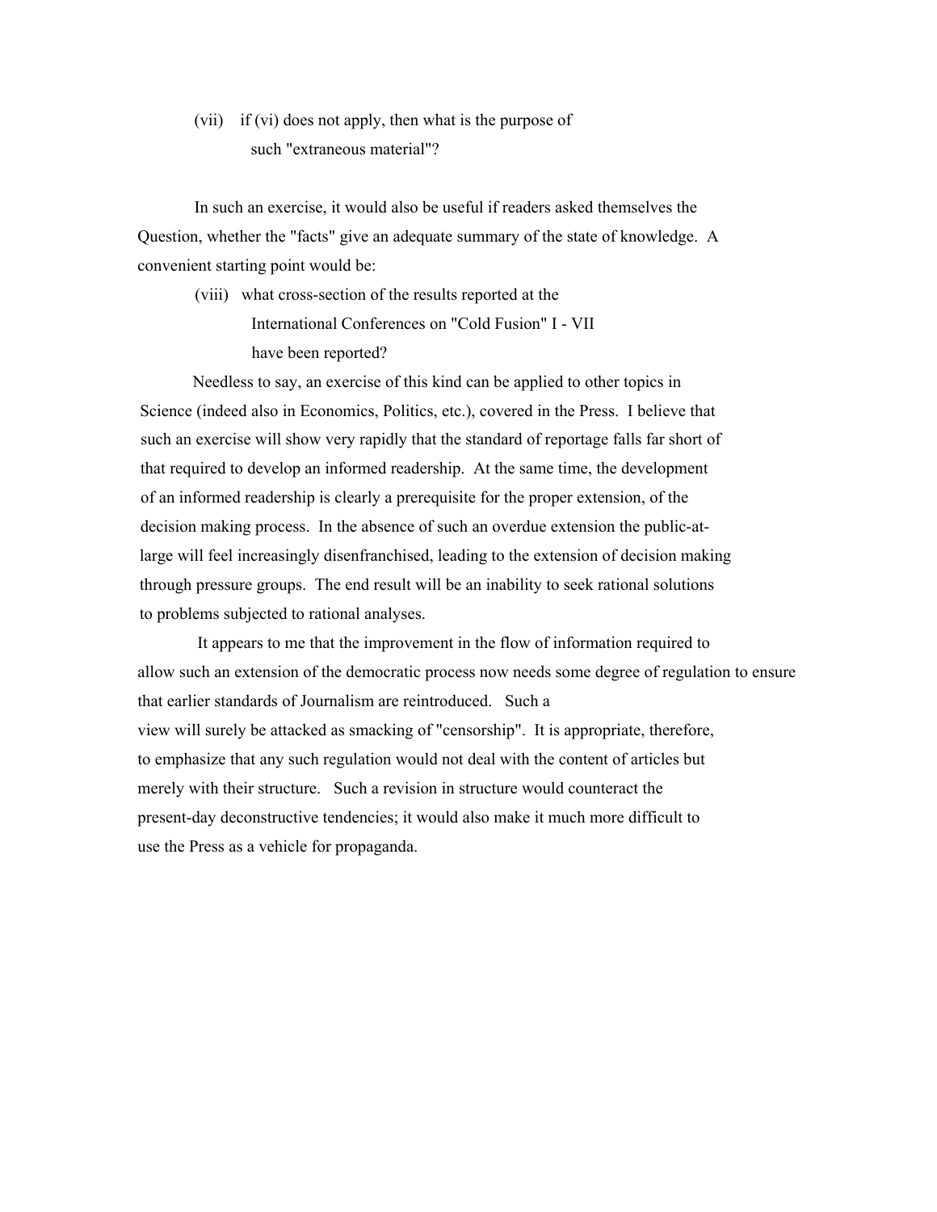(vii) if (vi) does not apply, then what is the purpose of such "extraneous material"?

In such an exercise, it would also be useful if readers asked themselves the Question, whether the "facts" give an adequate summary of the state of knowledge. A convenient starting point would be:

(viii) what cross-section of the results reported at the International Conferences on "Cold Fusion" I - VII have been reported?

Needless to say, an exercise of this kind can be applied to other topics in Science (indeed also in Economics, Politics, etc.), covered in the Press. I believe that such an exercise will show very rapidly that the standard of reportage falls far short of that required to develop an informed readership. At the same time, the development of an informed readership is clearly a prerequisite for the proper extension, of the decision making process. In the absence of such an overdue extension the public-at-large will feel increasingly disenfranchised, leading to the extension of decision making through pressure groups. The end result will be an inability to seek rational solutions to problems subjected to rational analyses.

It appears to me that the improvement in the flow of information required to allow such an extension of the democratic process now needs some degree of regulation to ensure that earlier standards of Journalism are reintroduced. Such a view will surely be attacked as smacking of "censorship". It is appropriate, therefore, to emphasize that any such regulation would not deal with the content of articles but merely with their structure. Such a revision in structure would counteract the present-day deconstructive tendencies; it would also make it much more difficult to use the Press as a vehicle for propaganda.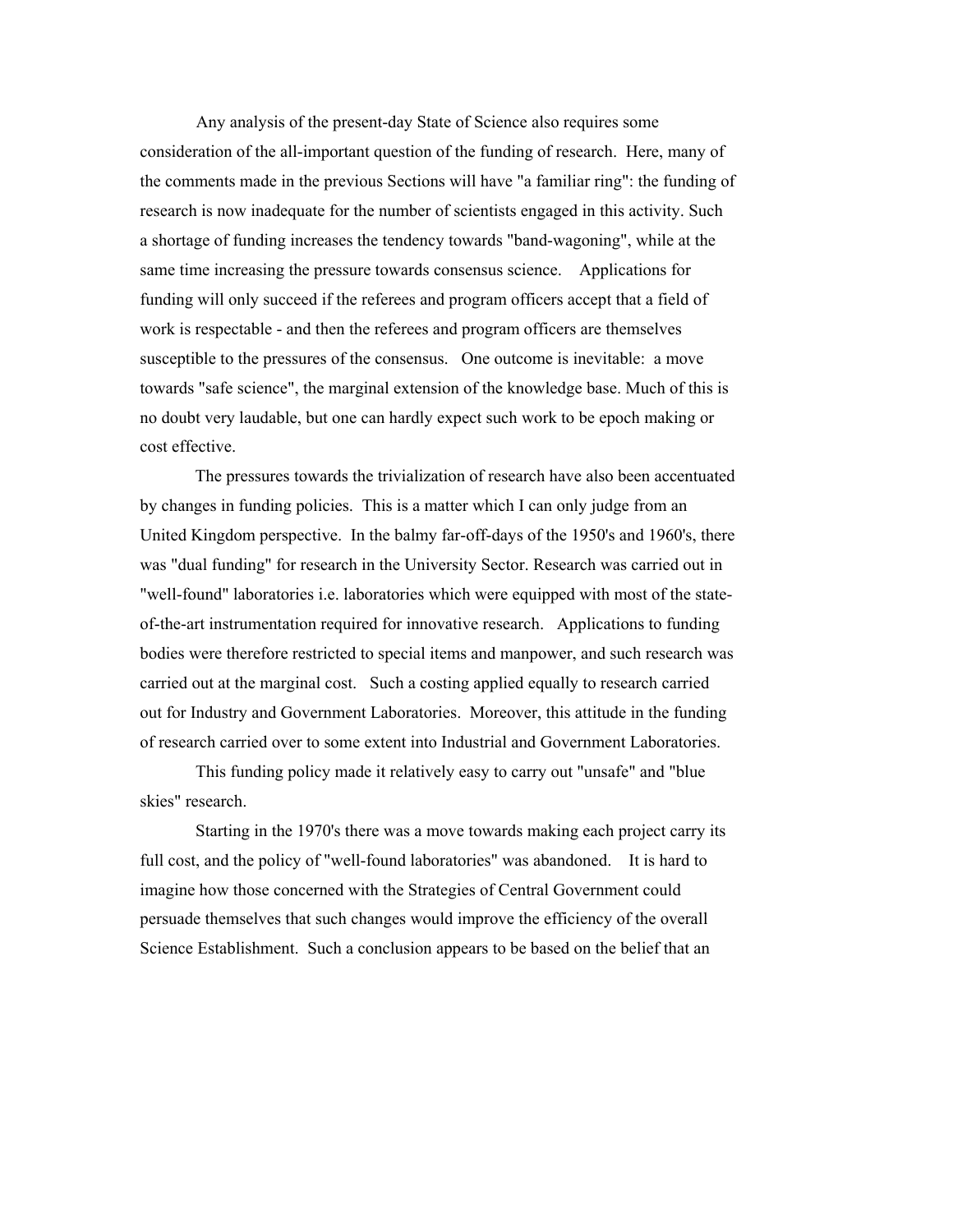Any analysis of the present-day State of Science also requires some consideration of the all-important question of the funding of research. Here, many of the comments made in the previous Sections will have "a familiar ring": the funding of research is now inadequate for the number of scientists engaged in this activity. Such a shortage of funding increases the tendency towards "band-wagoning", while at the same time increasing the pressure towards consensus science. Applications for funding will only succeed if the referees and program officers accept that a field of work is respectable - and then the referees and program officers are themselves susceptible to the pressures of the consensus. One outcome is inevitable: a move towards "safe science", the marginal extension of the knowledge base. Much of this is no doubt very laudable, but one can hardly expect such work to be epoch making or cost effective.

The pressures towards the trivialization of research have also been accentuated by changes in funding policies. This is a matter which I can only judge from an United Kingdom perspective. In the balmy far-off-days of the 1950's and 1960's, there was "dual funding" for research in the University Sector. Research was carried out in "well-found" laboratories i.e. laboratories which were equipped with most of the state-of-the-art instrumentation required for innovative research. Applications to funding bodies were therefore restricted to special items and manpower, and such research was carried out at the marginal cost. Such a costing applied equally to research carried out for Industry and Government Laboratories. Moreover, this attitude in the funding of research carried over to some extent into Industrial and Government Laboratories.

This funding policy made it relatively easy to carry out "unsafe" and "blue skies" research.

Starting in the 1970's there was a move towards making each project carry its full cost, and the policy of "well-found laboratories" was abandoned. It is hard to imagine how those concerned with the Strategies of Central Government could persuade themselves that such changes would improve the efficiency of the overall Science Establishment. Such a conclusion appears to be based on the belief that an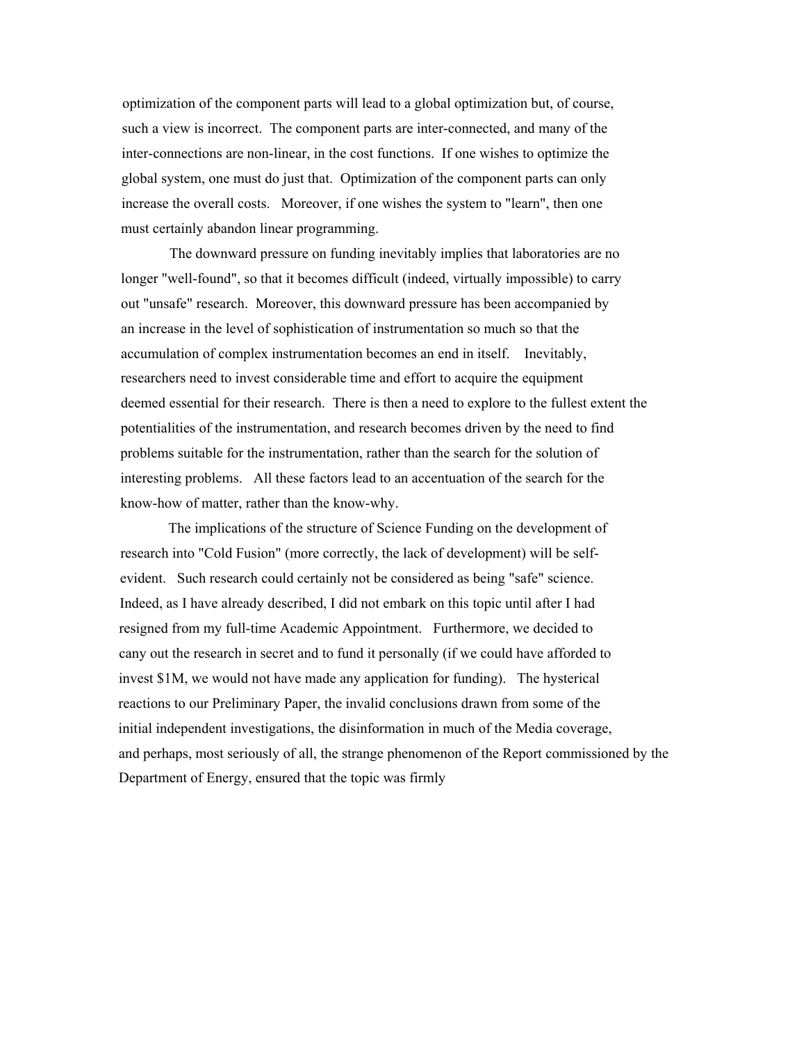optimization of the component parts will lead to a global optimization but, of course, such a view is incorrect. The component parts are inter-connected, and many of the inter-connections are non-linear, in the cost functions. If one wishes to optimize the global system, one must do just that. Optimization of the component parts can only increase the overall costs. Moreover, if one wishes the system to "learn", then one must certainly abandon linear programming.

The downward pressure on funding inevitably implies that laboratories are no longer "well-found", so that it becomes difficult (indeed, virtually impossible) to carry out "unsafe" research. Moreover, this downward pressure has been accompanied by an increase in the level of sophistication of instrumentation so much so that the accumulation of complex instrumentation becomes an end in itself. Inevitably, researchers need to invest considerable time and effort to acquire the equipment deemed essential for their research. There is then a need to explore to the fullest extent the potentialities of the instrumentation, and research becomes driven by the need to find problems suitable for the instrumentation, rather than the search for the solution of interesting problems. All these factors lead to an accentuation of the search for the know-how of matter, rather than the know-why.

The implications of the structure of Science Funding on the development of research into "Cold Fusion" (more correctly, the lack of development) will be self-evident. Such research could certainly not be considered as being "safe" science. Indeed, as I have already described, I did not embark on this topic until after I had resigned from my full-time Academic Appointment. Furthermore, we decided to cany out the research in secret and to fund it personally (if we could have afforded to invest $1M, we would not have made any application for funding). The hysterical reactions to our Preliminary Paper, the invalid conclusions drawn from some of the initial independent investigations, the disinformation in much of the Media coverage, and perhaps, most seriously of all, the strange phenomenon of the Report commissioned by the Department of Energy, ensured that the topic was firmly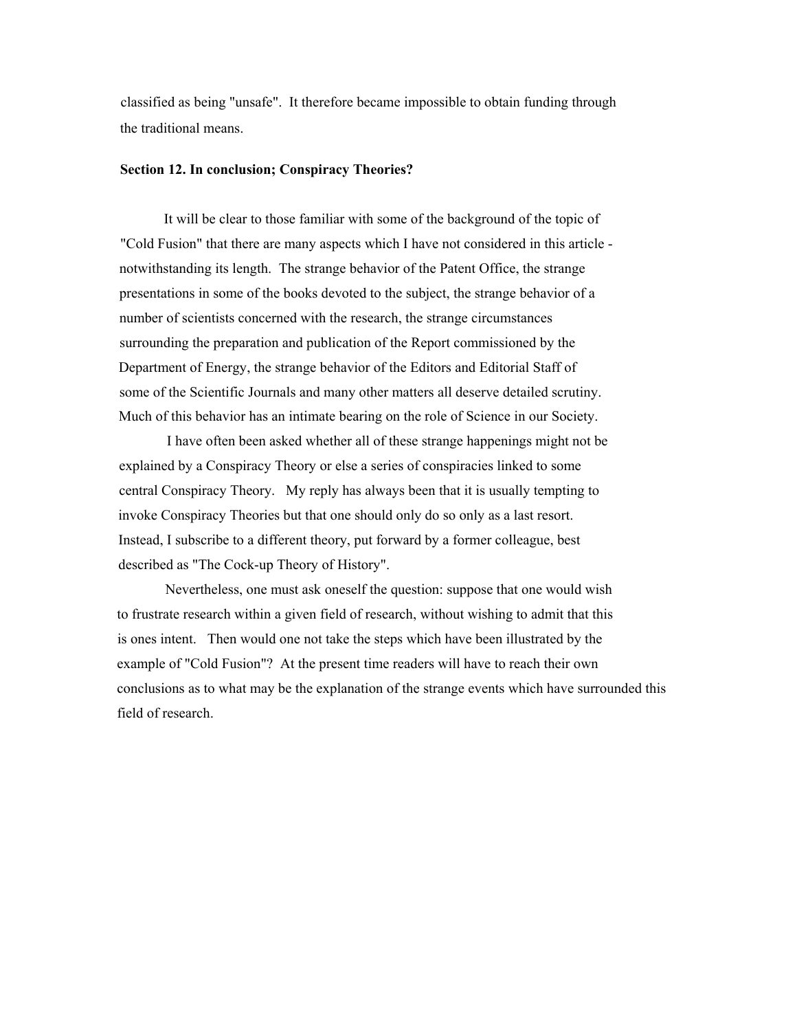classified as being "unsafe". It therefore became impossible to obtain funding through the traditional means.

**Section 12. In conclusion; Conspiracy Theories?**

It will be clear to those familiar with some of the background of the topic of "Cold Fusion" that there are many aspects which I have not considered in this article - notwithstanding its length. The strange behavior of the Patent Office, the strange presentations in some of the books devoted to the subject, the strange behavior of a number of scientists concerned with the research, the strange circumstances surrounding the preparation and publication of the Report commissioned by the Department of Energy, the strange behavior of the Editors and Editorial Staff of some of the Scientific Journals and many other matters all deserve detailed scrutiny. Much of this behavior has an intimate bearing on the role of Science in our Society.

I have often been asked whether all of these strange happenings might not be explained by a Conspiracy Theory or else a series of conspiracies linked to some central Conspiracy Theory. My reply has always been that it is usually tempting to invoke Conspiracy Theories but that one should only do so only as a last resort. Instead, I subscribe to a different theory, put forward by a former colleague, best described as "The Cock-up Theory of History".

Nevertheless, one must ask oneself the question: suppose that one would wish to frustrate research within a given field of research, without wishing to admit that this is ones intent. Then would one not take the steps which have been illustrated by the example of "Cold Fusion"? At the present time readers will have to reach their own conclusions as to what may be the explanation of the strange events which have surrounded this field of research.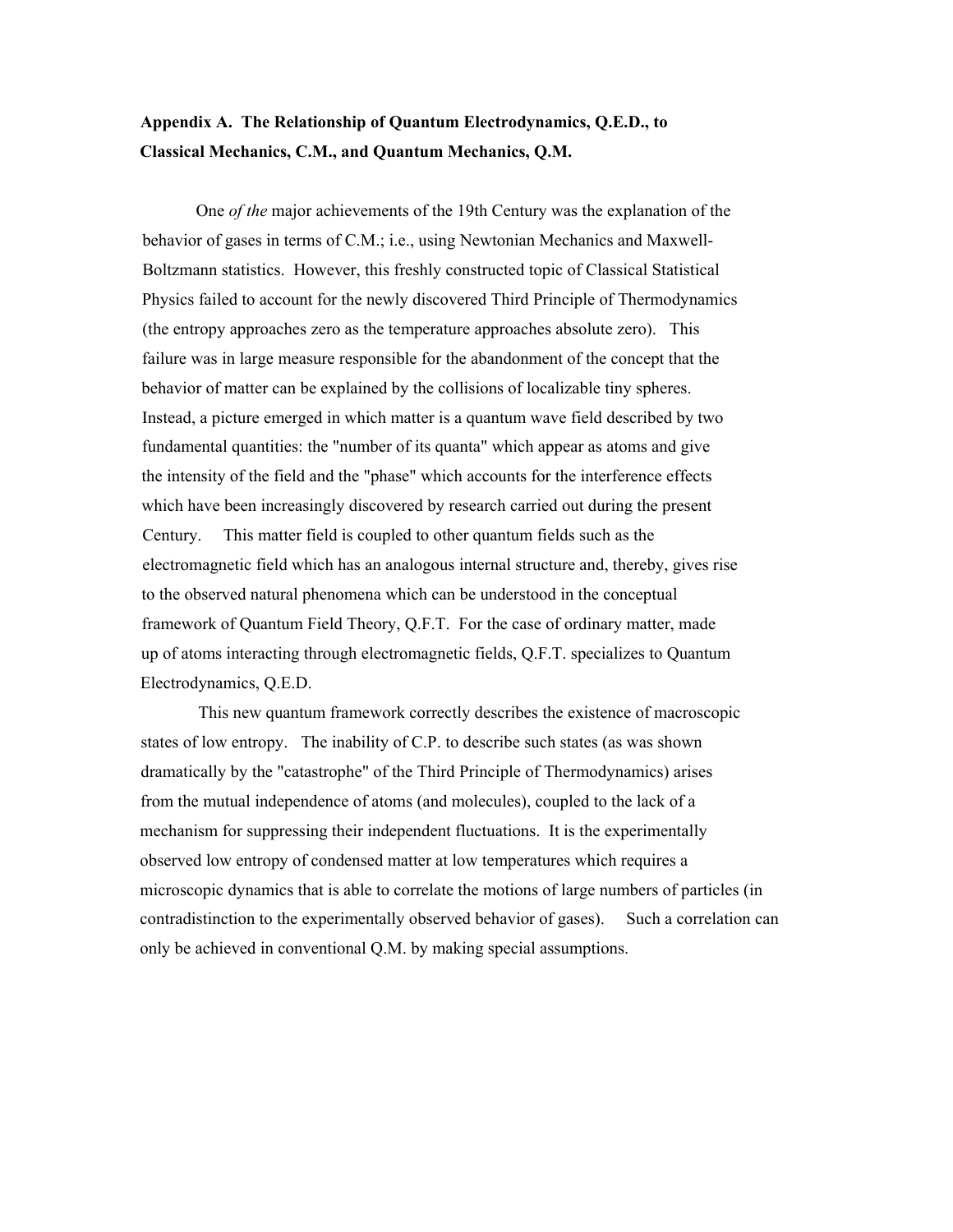**Appendix A. The Relationship of Quantum Electrodynamics, Q.E.D., to Classical Mechanics, C.M., and Quantum Mechanics, Q.M.**

One *of the* major achievements of the 19th Century was the explanation of the behavior of gases in terms of C.M.; i.e., using Newtonian Mechanics and Maxwell-Boltzmann statistics. However, this freshly constructed topic of Classical Statistical Physics failed to account for the newly discovered Third Principle of Thermodynamics (the entropy approaches zero as the temperature approaches absolute zero). This failure was in large measure responsible for the abandonment of the concept that the behavior of matter can be explained by the collisions of localizable tiny spheres. Instead, a picture emerged in which matter is a quantum wave field described by two fundamental quantities: the "number of its quanta" which appear as atoms and give the intensity of the field and the "phase" which accounts for the interference effects which have been increasingly discovered by research carried out during the present Century. This matter field is coupled to other quantum fields such as the electromagnetic field which has an analogous internal structure and, thereby, gives rise to the observed natural phenomena which can be understood in the conceptual framework of Quantum Field Theory, Q.F.T. For the case of ordinary matter, made up of atoms interacting through electromagnetic fields, Q.F.T. specializes to Quantum Electrodynamics, Q.E.D.

This new quantum framework correctly describes the existence of macroscopic states of low entropy. The inability of C.P. to describe such states (as was shown dramatically by the "catastrophe" of the Third Principle of Thermodynamics) arises from the mutual independence of atoms (and molecules), coupled to the lack of a mechanism for suppressing their independent fluctuations. It is the experimentally observed low entropy of condensed matter at low temperatures which requires a microscopic dynamics that is able to correlate the motions of large numbers of particles (in contradistinction to the experimentally observed behavior of gases). Such a correlation can only be achieved in conventional Q.M. by making special assumptions.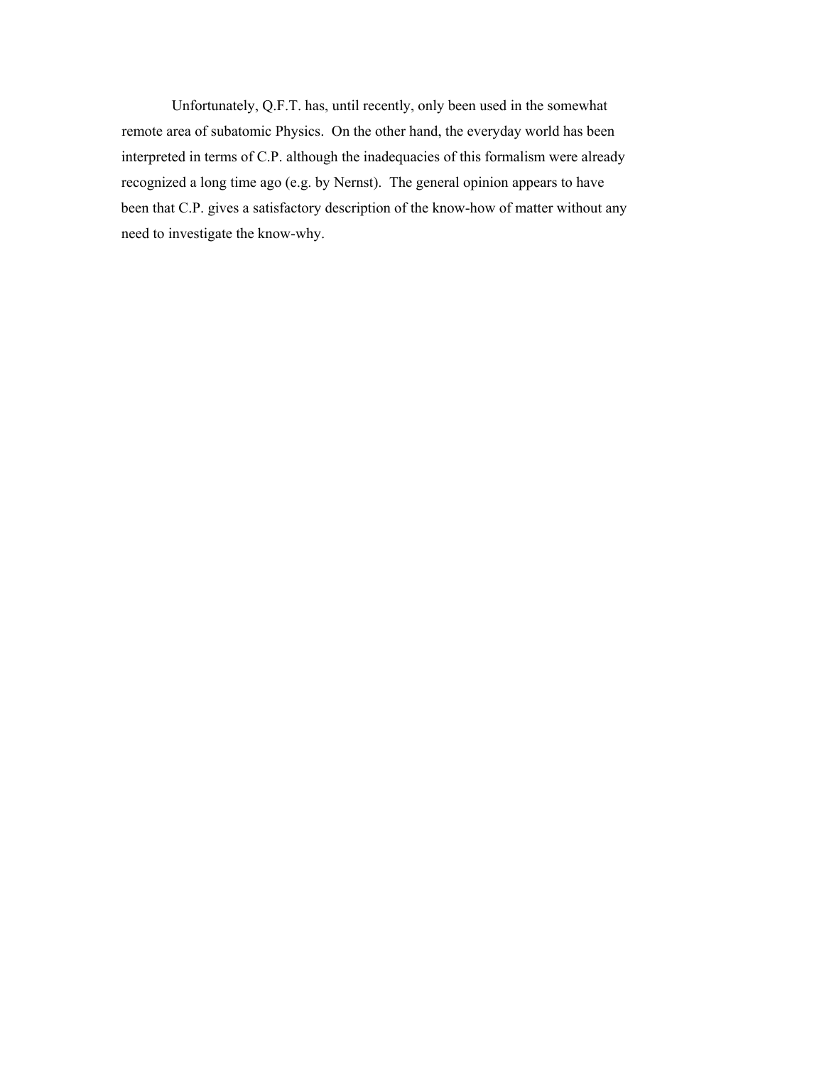Unfortunately, Q.F.T. has, until recently, only been used in the somewhat remote area of subatomic Physics. On the other hand, the everyday world has been interpreted in terms of C.P. although the inadequacies of this formalism were already recognized a long time ago (e.g. by Nernst). The general opinion appears to have been that C.P. gives a satisfactory description of the know-how of matter without any need to investigate the know-why.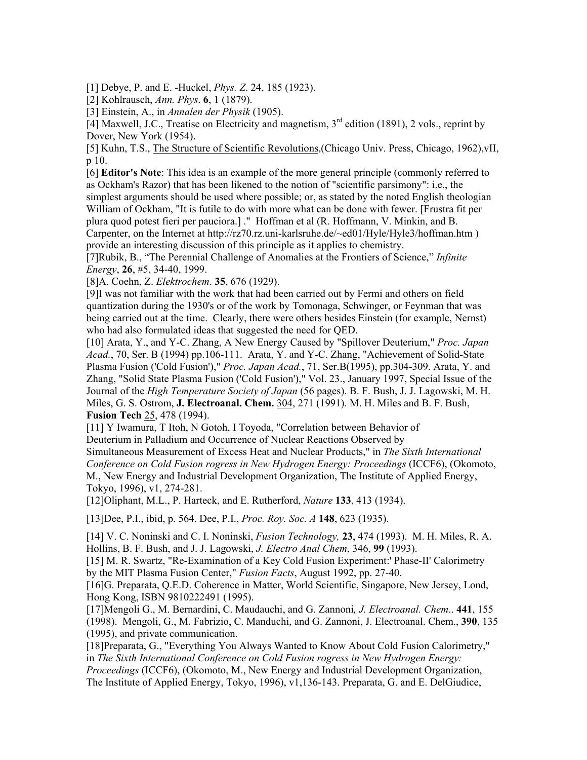[1] Debye, P. and E. -Huckel, *Phys. Z*. 24, 185 (1923).

[2] Kohlrausch, *Ann. Phys*. **6**, 1 (1879).

[3] Einstein, A., in *Annalen der Physik* (1905).

[4] Maxwell, J.C., Treatise on Electricity and magnetism, 3rd edition (1891), 2 vols., reprint by Dover, New York (1954).

[5] Kuhn, T.S., The Structure of Scientific Revolutions,(Chicago Univ. Press, Chicago, 1962),vII, p 10.

[6] **Editor's Note**: This idea is an example of the more general principle (commonly referred to as Ockham's Razor) that has been likened to the notion of "scientific parsimony": i.e., the simplest arguments should be used where possible; or, as stated by the noted English theologian William of Ockham, "It is futile to do with more what can be done with fewer. [Frustra fit per plura quod potest fieri per pauciora.] ." Hoffman et al (R. Hoffmann, V. Minkin, and B. Carpenter, on the Internet at http://rz70.rz.uni-karlsruhe.de/~ed01/Hyle/Hyle3/hoffman.htm ) provide an interesting discussion of this principle as it applies to chemistry.

[7]Rubik, B., "The Perennial Challenge of Anomalies at the Frontiers of Science," *Infinite Energy*, **26**, #5, 34-40, 1999.

[8]A. Coehn, Z. *Elektrochem*. **35**, 676 (1929).

[9]I was not familiar with the work that had been carried out by Fermi and others on field quantization during the 1930's or of the work by Tomonaga, Schwinger, or Feynman that was being carried out at the time. Clearly, there were others besides Einstein (for example, Nernst) who had also formulated ideas that suggested the need for QED.

[10] Arata, Y., and Y-C. Zhang, A New Energy Caused by "Spillover Deuterium," *Proc. Japan Acad.*, 70, Ser. B (1994) pp.106-111. Arata, Y. and Y-C. Zhang, "Achievement of Solid-State Plasma Fusion ('Cold Fusion')," *Proc. Japan Acad.*, 71, Ser.B(1995), pp.304-309. Arata, Y. and Zhang, "Solid State Plasma Fusion ('Cold Fusion')," Vol. 23., January 1997, Special Issue of the Journal of the *High Temperature Society of Japan* (56 pages). B. F. Bush, J. J. Lagowski, M. H. Miles, G. S. Ostrom, **J. Electroanal. Chem.** 304, 271 (1991). M. H. Miles and B. F. Bush, **Fusion Tech** 25, 478 (1994).

[11] Y Iwamura, T Itoh, N Gotoh, I Toyoda, "Correlation between Behavior of Deuterium in Palladium and Occurrence of Nuclear Reactions Observed by Simultaneous Measurement of Excess Heat and Nuclear Products," in *The Sixth International Conference on Cold Fusion rogress in New Hydrogen Energy: Proceedings* (ICCF6), (Okomoto, M., New Energy and Industrial Development Organization, The Institute of Applied Energy, Tokyo, 1996), v1, 274-281.

[12]Oliphant, M.L., P. Harteck, and E. Rutherford, *Nature* **133**, 413 (1934).

[13]Dee, P.I., ibid, p. 564. Dee, P.I., *Proc. Roy. Soc. A* **148**, 623 (1935).

[14] V. C. Noninski and C. I. Noninski, *Fusion Technology,* **23**, 474 (1993). M. H. Miles, R. A. Hollins, B. F. Bush, and J. J. Lagowski, *J. Electro Anal Chem*, 346, **99** (1993).

[15] M. R. Swartz, "Re-Examination of a Key Cold Fusion Experiment:' Phase-II' Calorimetry by the MIT Plasma Fusion Center," *Fusion Facts*, August 1992, pp. 27-40.

[16]G. Preparata, Q.E.D. Coherence in Matter, World Scientific, Singapore, New Jersey, Lond, Hong Kong, ISBN 9810222491 (1995).

[17]Mengoli G., M. Bernardini, C. Maudauchi, and G. Zannoni*, J. Electroanal. Chem*.. **441**, 155 (1998). Mengoli, G., M. Fabrizio, C. Manduchi, and G. Zannoni, J. Electroanal. Chem., **390**, 135 (1995), and private communication.

[18]Preparata, G., "Everything You Always Wanted to Know About Cold Fusion Calorimetry," in *The Sixth International Conference on Cold Fusion rogress in New Hydrogen Energy: Proceedings* (ICCF6), (Okomoto, M., New Energy and Industrial Development Organization, The Institute of Applied Energy, Tokyo, 1996), v1,136-143. Preparata, G. and E. DelGiudice,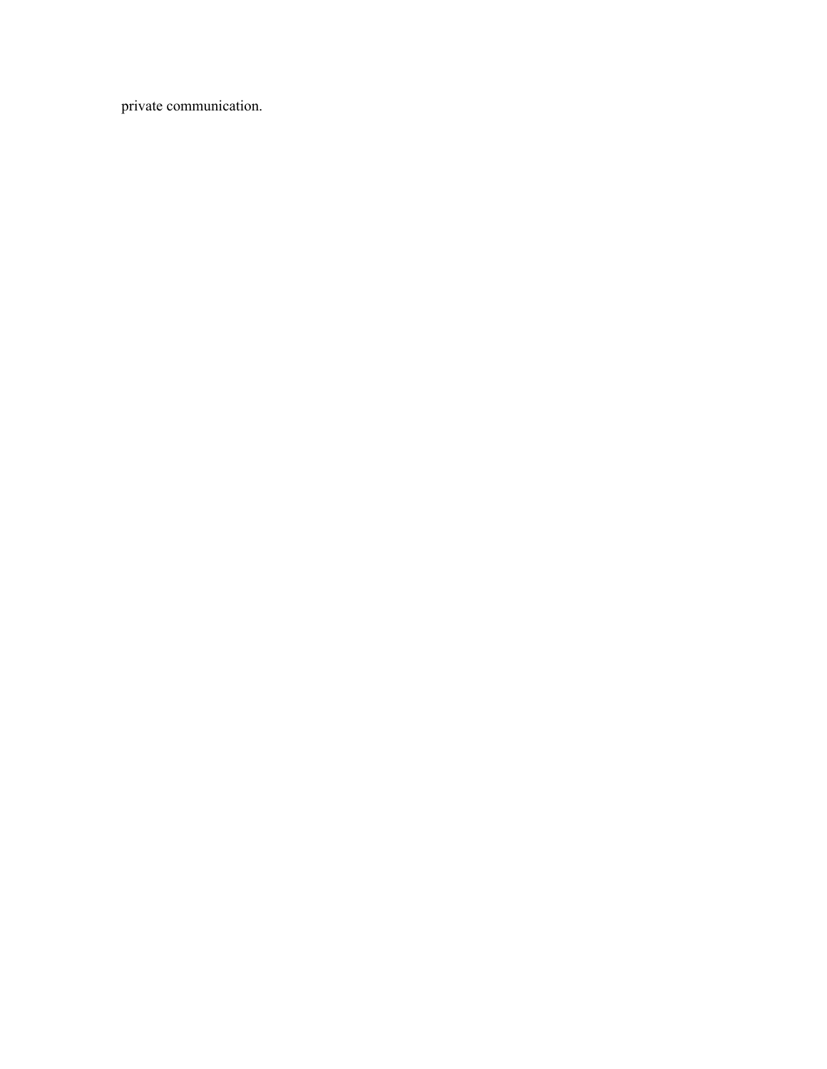private communication.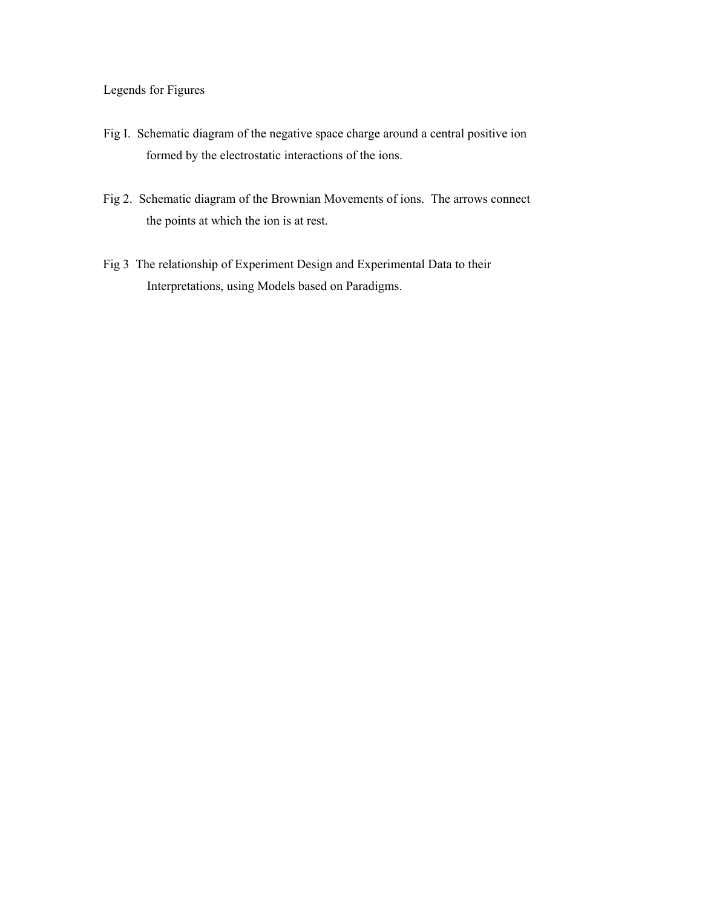Legends for Figures

Fig I. Schematic diagram of the negative space charge around a central positive ion formed by the electrostatic interactions of the ions.

Fig 2. Schematic diagram of the Brownian Movements of ions. The arrows connect the points at which the ion is at rest.

Fig 3 The relationship of Experiment Design and Experimental Data to their Interpretations, using Models based on Paradigms.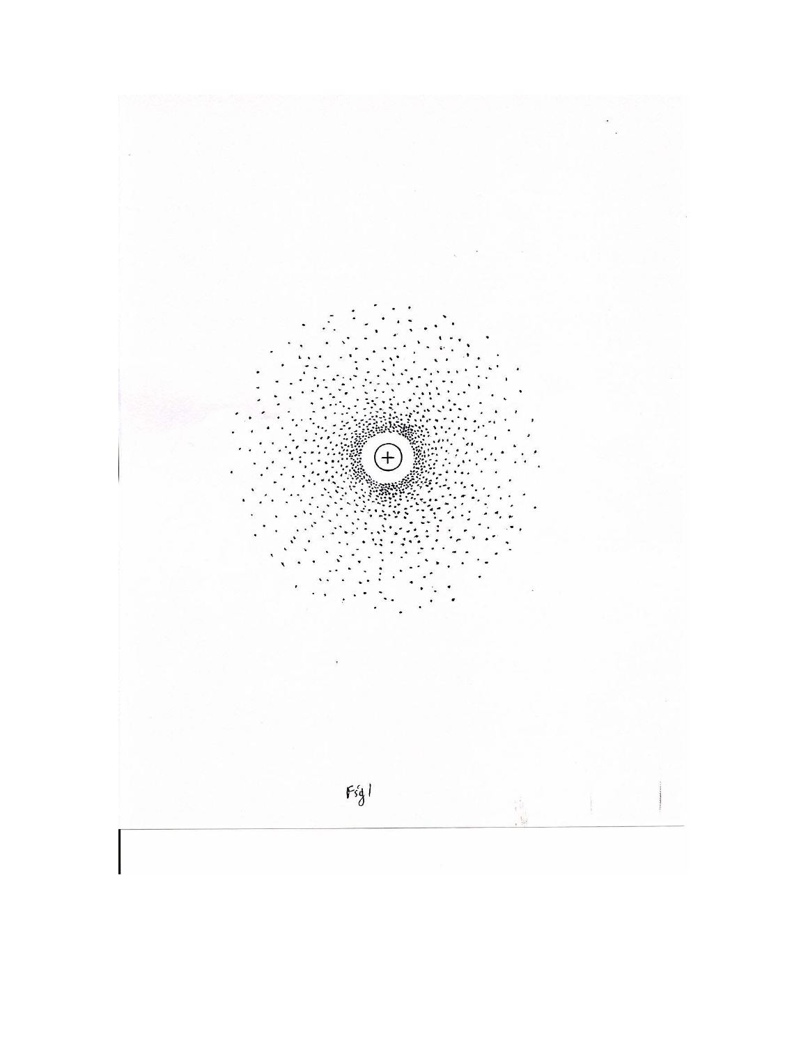Fig 1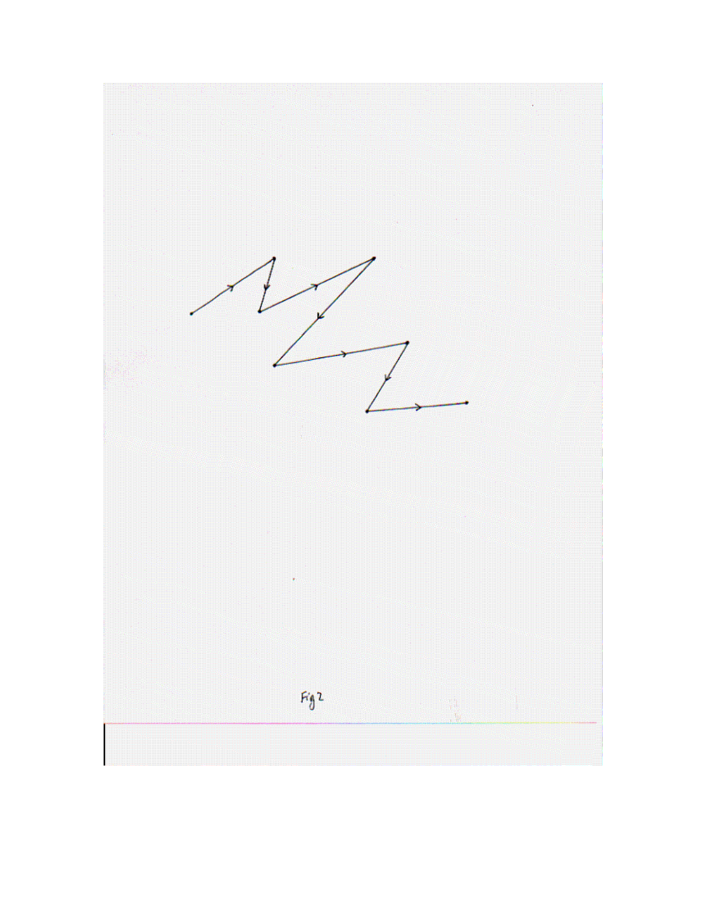Fig 2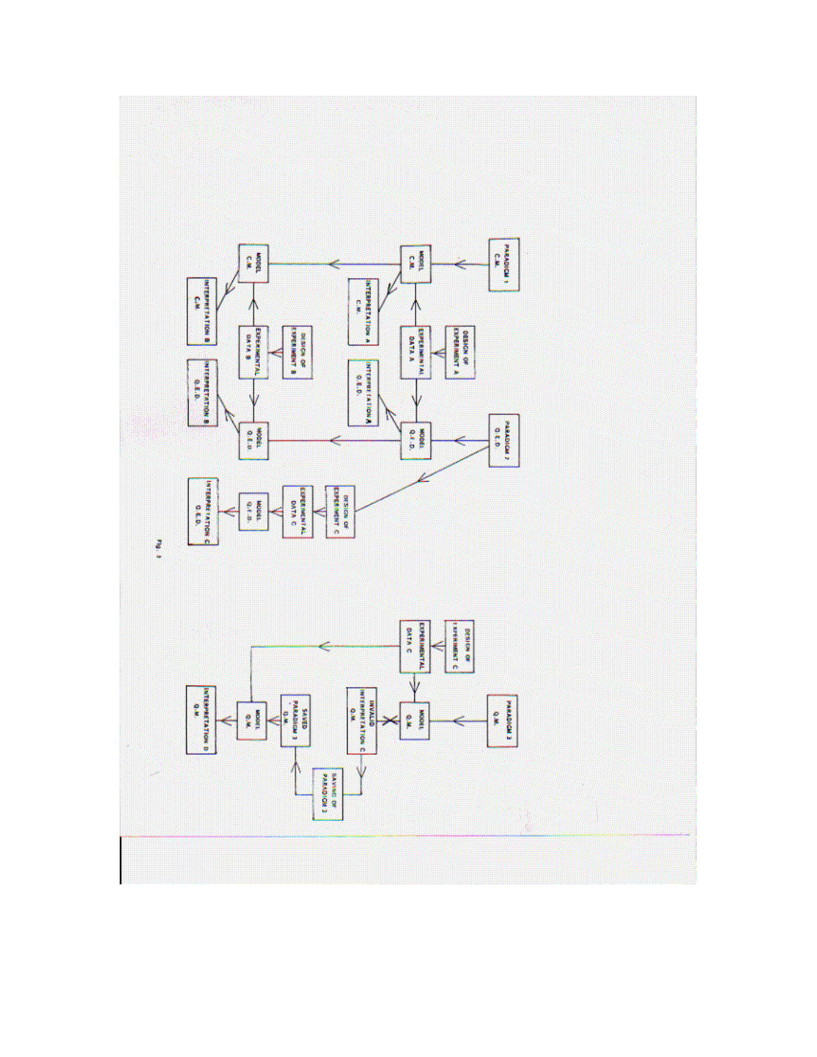PARADIGM 1
C.M.

MODEL
C.M.

INTERPRETATION A
C.M.

DESIGN OF
EXPERIMENT A

EXPERIMENTAL
DATA A

INTERPRETATION A
Q.E.D.

MODEL
Q.E.D.

PARADIGM 2
Q.E.D.

MODEL
C.M.

INTERPRETATION B
C.M.

DESIGN OF
EXPERIMENT B

EXPERIMENTAL
DATA B

INTERPRETATION B
Q.E.D.

MODEL
Q.E.D.

DESIGN OF
EXPERIMENT C

EXPERIMENTAL
DATA C

MODEL
Q.E.D.

INTERPRETATION C
Q.E.D.

Fig. 2

DESIGN OF
EXPERIMENT C

EXPERIMENTAL
DATA C

PARADIGM 3
Q.M.

MODEL
Q.M.

INVALID
INTERPRETATION C
Q.M.

SAVED
PARADIGM 3
Q.M.

SAVING OF
PARADIGM 3

MODEL
Q.M.

INTERPRETATION D
Q.M.